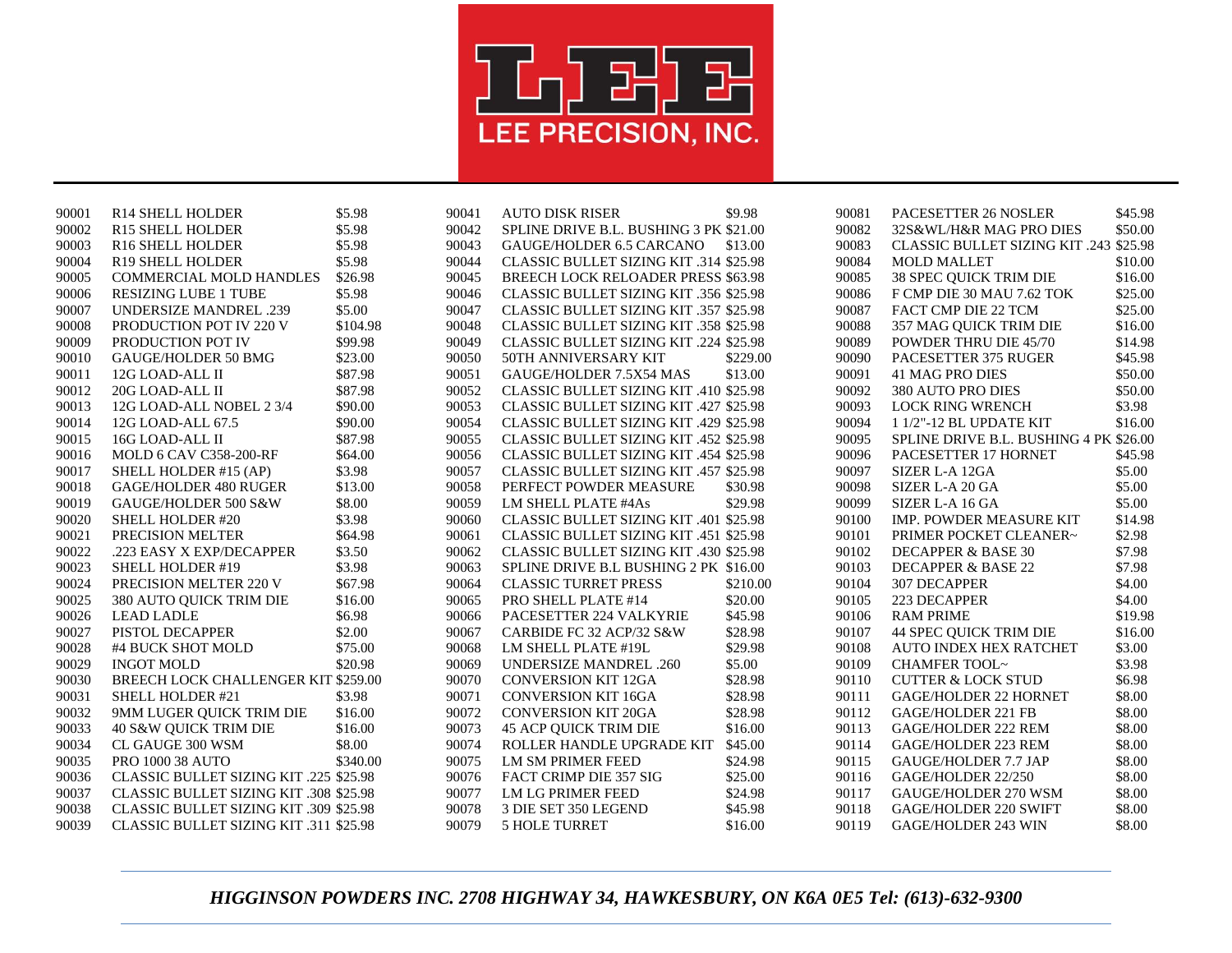# LEE PRECISION, INC.

| | | |
|---|---|---|
| 90001 | R14 SHELL HOLDER | $5.98 |
| 90002 | R15 SHELL HOLDER | $5.98 |
| 90003 | R16 SHELL HOLDER | $5.98 |
| 90004 | R19 SHELL HOLDER | $5.98 |
| 90005 | COMMERCIAL MOLD HANDLES | $26.98 |
| 90006 | RESIZING LUBE 1 TUBE | $5.98 |
| 90007 | UNDERSIZE MANDREL .239 | $5.00 |
| 90008 | PRODUCTION POT IV 220 V | $104.98 |
| 90009 | PRODUCTION POT IV | $99.98 |
| 90010 | GAUGE/HOLDER 50 BMG | $23.00 |
| 90011 | 12G LOAD-ALL II | $87.98 |
| 90012 | 20G LOAD-ALL II | $87.98 |
| 90013 | 12G LOAD-ALL NOBEL 2 3/4 | $90.00 |
| 90014 | 12G LOAD-ALL 67.5 | $90.00 |
| 90015 | 16G LOAD-ALL II | $87.98 |
| 90016 | MOLD 6 CAV C358-200-RF | $64.00 |
| 90017 | SHELL HOLDER #15 (AP) | $3.98 |
| 90018 | GAGE/HOLDER 480 RUGER | $13.00 |
| 90019 | GAUGE/HOLDER 500 S&W | $8.00 |
| 90020 | SHELL HOLDER #20 | $3.98 |
| 90021 | PRECISION MELTER | $64.98 |
| 90022 | .223 EASY X EXP/DECAPPER | $3.50 |
| 90023 | SHELL HOLDER #19 | $3.98 |
| 90024 | PRECISION MELTER 220 V | $67.98 |
| 90025 | 380 AUTO QUICK TRIM DIE | $16.00 |
| 90026 | LEAD LADLE | $6.98 |
| 90027 | PISTOL DECAPPER | $2.00 |
| 90028 | #4 BUCK SHOT MOLD | $75.00 |
| 90029 | INGOT MOLD | $20.98 |
| 90030 | BREECH LOCK CHALLENGER KIT | $259.00 |
| 90031 | SHELL HOLDER #21 | $3.98 |
| 90032 | 9MM LUGER QUICK TRIM DIE | $16.00 |
| 90033 | 40 S&W QUICK TRIM DIE | $16.00 |
| 90034 | CL GAUGE 300 WSM | $8.00 |
| 90035 | PRO 1000 38 AUTO | $340.00 |
| 90036 | CLASSIC BULLET SIZING KIT .225 | $25.98 |
| 90037 | CLASSIC BULLET SIZING KIT .308 | $25.98 |
| 90038 | CLASSIC BULLET SIZING KIT .309 | $25.98 |
| 90039 | CLASSIC BULLET SIZING KIT .311 | $25.98 |
| 90041 | AUTO DISK RISER | $9.98 |
| 90042 | SPLINE DRIVE B.L. BUSHING 3 PK | $21.00 |
| 90043 | GAUGE/HOLDER 6.5 CARCANO | $13.00 |
| 90044 | CLASSIC BULLET SIZING KIT .314 | $25.98 |
| 90045 | BREECH LOCK RELOADER PRESS | $63.98 |
| 90046 | CLASSIC BULLET SIZING KIT .356 | $25.98 |
| 90047 | CLASSIC BULLET SIZING KIT .357 | $25.98 |
| 90048 | CLASSIC BULLET SIZING KIT .358 | $25.98 |
| 90049 | CLASSIC BULLET SIZING KIT .224 | $25.98 |
| 90050 | 50TH ANNIVERSARY KIT | $229.00 |
| 90051 | GAUGE/HOLDER 7.5X54 MAS | $13.00 |
| 90052 | CLASSIC BULLET SIZING KIT .410 | $25.98 |
| 90053 | CLASSIC BULLET SIZING KIT .427 | $25.98 |
| 90054 | CLASSIC BULLET SIZING KIT .429 | $25.98 |
| 90055 | CLASSIC BULLET SIZING KIT .452 | $25.98 |
| 90056 | CLASSIC BULLET SIZING KIT .454 | $25.98 |
| 90057 | CLASSIC BULLET SIZING KIT .457 | $25.98 |
| 90058 | PERFECT POWDER MEASURE | $30.98 |
| 90059 | LM SHELL PLATE #4As | $29.98 |
| 90060 | CLASSIC BULLET SIZING KIT .401 | $25.98 |
| 90061 | CLASSIC BULLET SIZING KIT .451 | $25.98 |
| 90062 | CLASSIC BULLET SIZING KIT .430 | $25.98 |
| 90063 | SPLINE DRIVE B.L BUSHING 2 PK | $16.00 |
| 90064 | CLASSIC TURRET PRESS | $210.00 |
| 90065 | PRO SHELL PLATE #14 | $20.00 |
| 90066 | PACESETTER 224 VALKYRIE | $45.98 |
| 90067 | CARBIDE FC 32 ACP/32 S&W | $28.98 |
| 90068 | LM SHELL PLATE #19L | $29.98 |
| 90069 | UNDERSIZE MANDREL .260 | $5.00 |
| 90070 | CONVERSION KIT 12GA | $28.98 |
| 90071 | CONVERSION KIT 16GA | $28.98 |
| 90072 | CONVERSION KIT 20GA | $28.98 |
| 90073 | 45 ACP QUICK TRIM DIE | $16.00 |
| 90074 | ROLLER HANDLE UPGRADE KIT | $45.00 |
| 90075 | LM SM PRIMER FEED | $24.98 |
| 90076 | FACT CRIMP DIE 357 SIG | $25.00 |
| 90077 | LM LG PRIMER FEED | $24.98 |
| 90078 | 3 DIE SET 350 LEGEND | $45.98 |
| 90079 | 5 HOLE TURRET | $16.00 |
| 90081 | PACESETTER 26 NOSLER | $45.98 |
| 90082 | 32S&WL/H&R MAG PRO DIES | $50.00 |
| 90083 | CLASSIC BULLET SIZING KIT .243 | $25.98 |
| 90084 | MOLD MALLET | $10.00 |
| 90085 | 38 SPEC QUICK TRIM DIE | $16.00 |
| 90086 | F CMP DIE 30 MAU 7.62 TOK | $25.00 |
| 90087 | FACT CMP DIE 22 TCM | $25.00 |
| 90088 | 357 MAG QUICK TRIM DIE | $16.00 |
| 90089 | POWDER THRU DIE 45/70 | $14.98 |
| 90090 | PACESETTER 375 RUGER | $45.98 |
| 90091 | 41 MAG PRO DIES | $50.00 |
| 90092 | 380 AUTO PRO DIES | $50.00 |
| 90093 | LOCK RING WRENCH | $3.98 |
| 90094 | 1 1/2"-12 BL UPDATE KIT | $16.00 |
| 90095 | SPLINE DRIVE B.L. BUSHING 4 PK | $26.00 |
| 90096 | PACESETTER 17 HORNET | $45.98 |
| 90097 | SIZER L-A 12GA | $5.00 |
| 90098 | SIZER L-A 20 GA | $5.00 |
| 90099 | SIZER L-A 16 GA | $5.00 |
| 90100 | IMP. POWDER MEASURE KIT | $14.98 |
| 90101 | PRIMER POCKET CLEANER~ | $2.98 |
| 90102 | DECAPPER & BASE 30 | $7.98 |
| 90103 | DECAPPER & BASE 22 | $7.98 |
| 90104 | 307 DECAPPER | $4.00 |
| 90105 | 223 DECAPPER | $4.00 |
| 90106 | RAM PRIME | $19.98 |
| 90107 | 44 SPEC QUICK TRIM DIE | $16.00 |
| 90108 | AUTO INDEX HEX RATCHET | $3.00 |
| 90109 | CHAMFER TOOL~ | $3.98 |
| 90110 | CUTTER & LOCK STUD | $6.98 |
| 90111 | GAGE/HOLDER 22 HORNET | $8.00 |
| 90112 | GAGE/HOLDER 221 FB | $8.00 |
| 90113 | GAGE/HOLDER 222 REM | $8.00 |
| 90114 | GAGE/HOLDER 223 REM | $8.00 |
| 90115 | GAUGE/HOLDER 7.7 JAP | $8.00 |
| 90116 | GAGE/HOLDER 22/250 | $8.00 |
| 90117 | GAUGE/HOLDER 270 WSM | $8.00 |
| 90118 | GAGE/HOLDER 220 SWIFT | $8.00 |
| 90119 | GAGE/HOLDER 243 WIN | $8.00 |

*HIGGINSON POWDERS INC. 2708 HIGHWAY 34, HAWKESBURY, ON K6A 0E5 Tel: (613)-632-9300*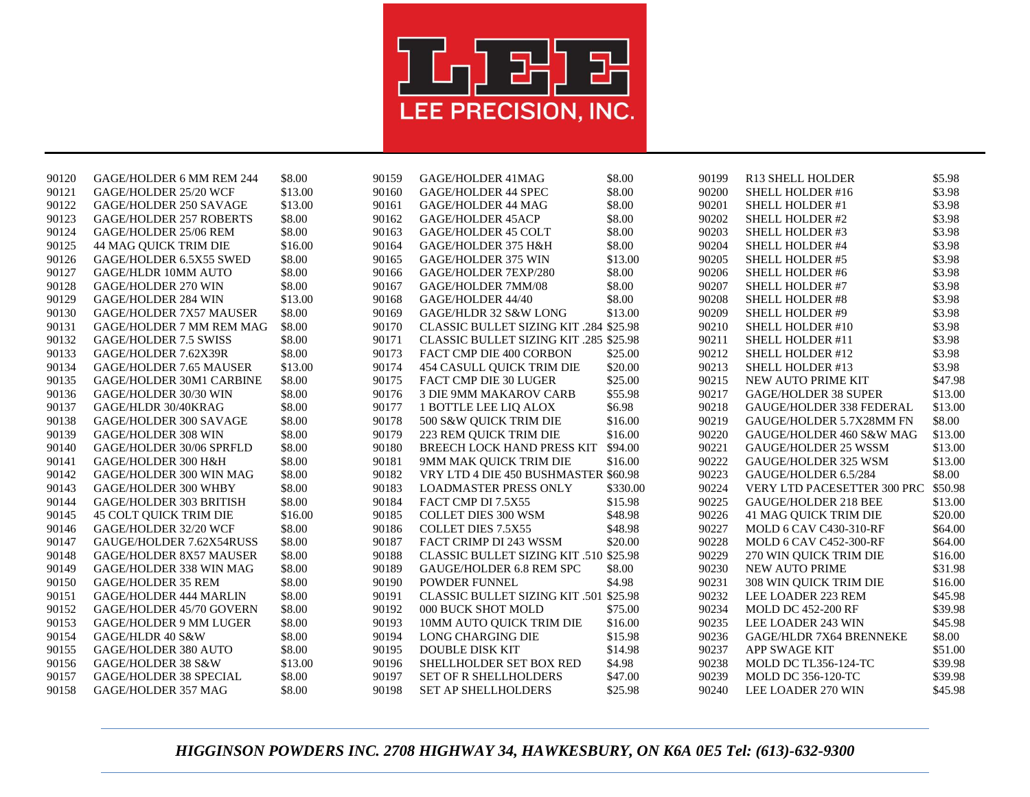| | | |
|---|---|---|
| 90120 | GAGE/HOLDER 6 MM REM 244 | $8.00 |
| 90121 | GAGE/HOLDER 25/20 WCF | $13.00 |
| 90122 | GAGE/HOLDER 250 SAVAGE | $13.00 |
| 90123 | GAGE/HOLDER 257 ROBERTS | $8.00 |
| 90124 | GAGE/HOLDER 25/06 REM | $8.00 |
| 90125 | 44 MAG QUICK TRIM DIE | $16.00 |
| 90126 | GAGE/HOLDER 6.5X55 SWED | $8.00 |
| 90127 | GAGE/HLDR 10MM AUTO | $8.00 |
| 90128 | GAGE/HOLDER 270 WIN | $8.00 |
| 90129 | GAGE/HOLDER 284 WIN | $13.00 |
| 90130 | GAGE/HOLDER 7X57 MAUSER | $8.00 |
| 90131 | GAGE/HOLDER 7 MM REM MAG | $8.00 |
| 90132 | GAGE/HOLDER 7.5 SWISS | $8.00 |
| 90133 | GAGE/HOLDER 7.62X39R | $8.00 |
| 90134 | GAGE/HOLDER 7.65 MAUSER | $13.00 |
| 90135 | GAGE/HOLDER 30M1 CARBINE | $8.00 |
| 90136 | GAGE/HOLDER 30/30 WIN | $8.00 |
| 90137 | GAGE/HLDR 30/40KRAG | $8.00 |
| 90138 | GAGE/HOLDER 300 SAVAGE | $8.00 |
| 90139 | GAGE/HOLDER 308 WIN | $8.00 |
| 90140 | GAGE/HOLDER 30/06 SPRFLD | $8.00 |
| 90141 | GAGE/HOLDER 300 H&H | $8.00 |
| 90142 | GAGE/HOLDER 300 WIN MAG | $8.00 |
| 90143 | GAGE/HOLDER 300 WHBY | $8.00 |
| 90144 | GAGE/HOLDER 303 BRITISH | $8.00 |
| 90145 | 45 COLT QUICK TRIM DIE | $16.00 |
| 90146 | GAGE/HOLDER 32/20 WCF | $8.00 |
| 90147 | GAUGE/HOLDER 7.62X54RUSS | $8.00 |
| 90148 | GAGE/HOLDER 8X57 MAUSER | $8.00 |
| 90149 | GAGE/HOLDER 338 WIN MAG | $8.00 |
| 90150 | GAGE/HOLDER 35 REM | $8.00 |
| 90151 | GAGE/HOLDER 444 MARLIN | $8.00 |
| 90152 | GAGE/HOLDER 45/70 GOVERN | $8.00 |
| 90153 | GAGE/HOLDER 9 MM LUGER | $8.00 |
| 90154 | GAGE/HLDR 40 S&W | $8.00 |
| 90155 | GAGE/HOLDER 380 AUTO | $8.00 |
| 90156 | GAGE/HOLDER 38 S&W | $13.00 |
| 90157 | GAGE/HOLDER 38 SPECIAL | $8.00 |
| 90158 | GAGE/HOLDER 357 MAG | $8.00 |
| 90159 | GAGE/HOLDER 41MAG | $8.00 |
| 90160 | GAGE/HOLDER 44 SPEC | $8.00 |
| 90161 | GAGE/HOLDER 44 MAG | $8.00 |
| 90162 | GAGE/HOLDER 45ACP | $8.00 |
| 90163 | GAGE/HOLDER 45 COLT | $8.00 |
| 90164 | GAGE/HOLDER 375 H&H | $8.00 |
| 90165 | GAGE/HOLDER 375 WIN | $13.00 |
| 90166 | GAGE/HOLDER 7EXP/280 | $8.00 |
| 90167 | GAGE/HOLDER 7MM/08 | $8.00 |
| 90168 | GAGE/HOLDER 44/40 | $8.00 |
| 90169 | GAGE/HLDR 32 S&W LONG | $13.00 |
| 90170 | CLASSIC BULLET SIZING KIT .284 | $25.98 |
| 90171 | CLASSIC BULLET SIZING KIT .285 | $25.98 |
| 90173 | FACT CMP DIE 400 CORBON | $25.00 |
| 90174 | 454 CASULL QUICK TRIM DIE | $20.00 |
| 90175 | FACT CMP DIE 30 LUGER | $25.00 |
| 90176 | 3 DIE 9MM MAKAROV CARB | $55.98 |
| 90177 | 1 BOTTLE LEE LIQ ALOX | $6.98 |
| 90178 | 500 S&W QUICK TRIM DIE | $16.00 |
| 90179 | 223 REM QUICK TRIM DIE | $16.00 |
| 90180 | BREECH LOCK HAND PRESS KIT | $94.00 |
| 90181 | 9MM MAK QUICK TRIM DIE | $16.00 |
| 90182 | VRY LTD 4 DIE 450 BUSHMASTER | $60.98 |
| 90183 | LOADMASTER PRESS ONLY | $330.00 |
| 90184 | FACT CMP DI 7.5X55 | $15.98 |
| 90185 | COLLET DIES 300 WSM | $48.98 |
| 90186 | COLLET DIES 7.5X55 | $48.98 |
| 90187 | FACT CRIMP DI 243 WSSM | $20.00 |
| 90188 | CLASSIC BULLET SIZING KIT .510 | $25.98 |
| 90189 | GAUGE/HOLDER 6.8 REM SPC | $8.00 |
| 90190 | POWDER FUNNEL | $4.98 |
| 90191 | CLASSIC BULLET SIZING KIT .501 | $25.98 |
| 90192 | 000 BUCK SHOT MOLD | $75.00 |
| 90193 | 10MM AUTO QUICK TRIM DIE | $16.00 |
| 90194 | LONG CHARGING DIE | $15.98 |
| 90195 | DOUBLE DISK KIT | $14.98 |
| 90196 | SHELLHOLDER SET BOX RED | $4.98 |
| 90197 | SET OF R SHELLHOLDERS | $47.00 |
| 90198 | SET AP SHELLHOLDERS | $25.98 |
| 90199 | R13 SHELL HOLDER | $5.98 |
| 90200 | SHELL HOLDER #16 | $3.98 |
| 90201 | SHELL HOLDER #1 | $3.98 |
| 90202 | SHELL HOLDER #2 | $3.98 |
| 90203 | SHELL HOLDER #3 | $3.98 |
| 90204 | SHELL HOLDER #4 | $3.98 |
| 90205 | SHELL HOLDER #5 | $3.98 |
| 90206 | SHELL HOLDER #6 | $3.98 |
| 90207 | SHELL HOLDER #7 | $3.98 |
| 90208 | SHELL HOLDER #8 | $3.98 |
| 90209 | SHELL HOLDER #9 | $3.98 |
| 90210 | SHELL HOLDER #10 | $3.98 |
| 90211 | SHELL HOLDER #11 | $3.98 |
| 90212 | SHELL HOLDER #12 | $3.98 |
| 90213 | SHELL HOLDER #13 | $3.98 |
| 90215 | NEW AUTO PRIME KIT | $47.98 |
| 90217 | GAGE/HOLDER 38 SUPER | $13.00 |
| 90218 | GAUGE/HOLDER 338 FEDERAL | $13.00 |
| 90219 | GAUGE/HOLDER 5.7X28MM FN | $8.00 |
| 90220 | GAUGE/HOLDER 460 S&W MAG | $13.00 |
| 90221 | GAUGE/HOLDER 25 WSSM | $13.00 |
| 90222 | GAUGE/HOLDER 325 WSM | $13.00 |
| 90223 | GAUGE/HOLDER 6.5/284 | $8.00 |
| 90224 | VERY LTD PACESETTER 300 PRC | $50.98 |
| 90225 | GAUGE/HOLDER 218 BEE | $13.00 |
| 90226 | 41 MAG QUICK TRIM DIE | $20.00 |
| 90227 | MOLD 6 CAV C430-310-RF | $64.00 |
| 90228 | MOLD 6 CAV C452-300-RF | $64.00 |
| 90229 | 270 WIN QUICK TRIM DIE | $16.00 |
| 90230 | NEW AUTO PRIME | $31.98 |
| 90231 | 308 WIN QUICK TRIM DIE | $16.00 |
| 90232 | LEE LOADER 223 REM | $45.98 |
| 90234 | MOLD DC 452-200 RF | $39.98 |
| 90235 | LEE LOADER 243 WIN | $45.98 |
| 90236 | GAGE/HLDR 7X64 BRENNEKE | $8.00 |
| 90237 | APP SWAGE KIT | $51.00 |
| 90238 | MOLD DC TL356-124-TC | $39.98 |
| 90239 | MOLD DC 356-120-TC | $39.98 |
| 90240 | LEE LOADER 270 WIN | $45.98 |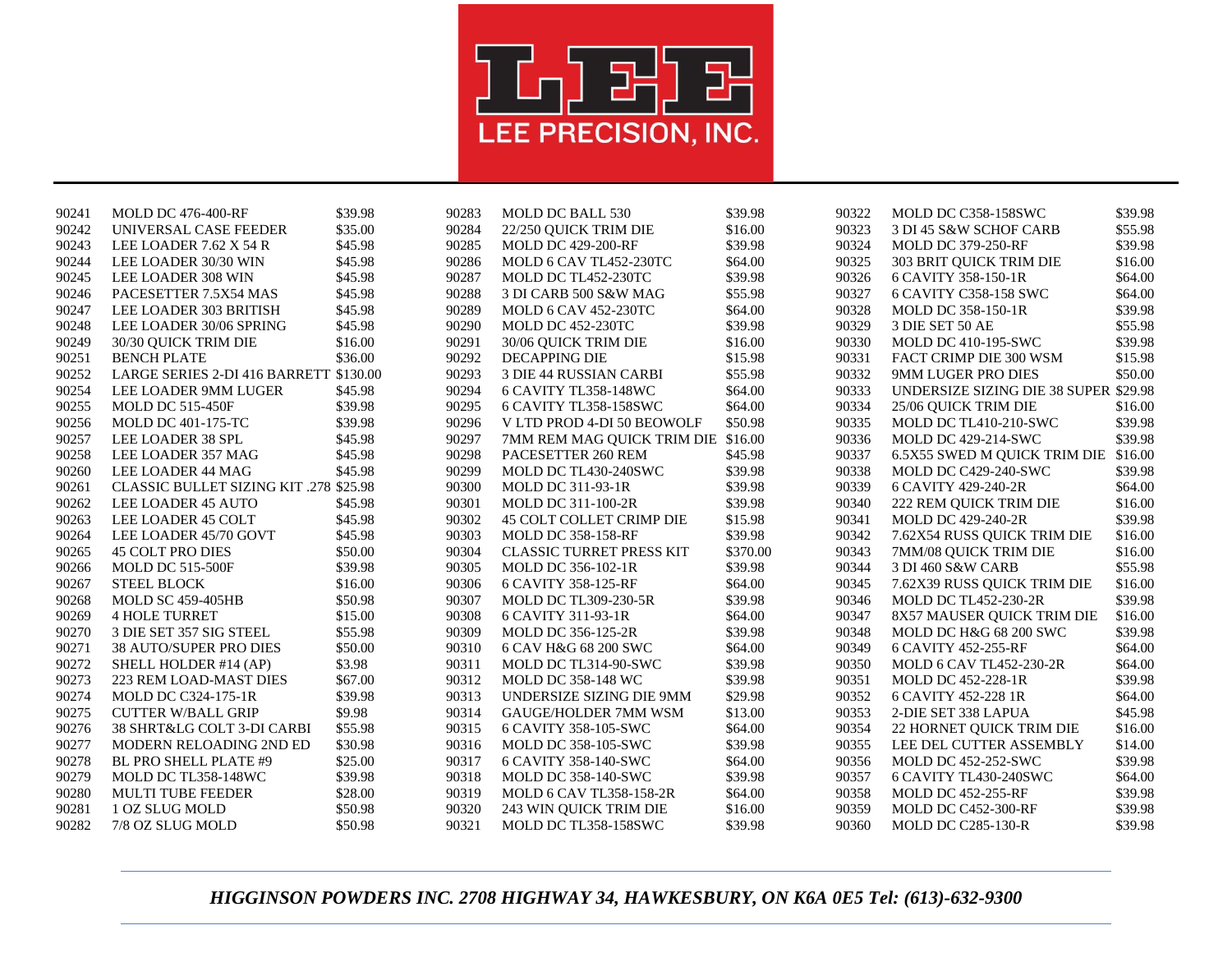LEE PRECISION, INC.

| | | | | | | | | |
|---|---|---|---|---|---|---|---|---|
| 90241 | MOLD DC 476-400-RF | $39.98 | 90283 | MOLD DC BALL 530 | $39.98 | 90322 | MOLD DC C358-158SWC | $39.98 |
| 90242 | UNIVERSAL CASE FEEDER | $35.00 | 90284 | 22/250 QUICK TRIM DIE | $16.00 | 90323 | 3 DI 45 S&W SCHOF CARB | $55.98 |
| 90243 | LEE LOADER 7.62 X 54 R | $45.98 | 90285 | MOLD DC 429-200-RF | $39.98 | 90324 | MOLD DC 379-250-RF | $39.98 |
| 90244 | LEE LOADER 30/30 WIN | $45.98 | 90286 | MOLD 6 CAV TL452-230TC | $64.00 | 90325 | 303 BRIT QUICK TRIM DIE | $16.00 |
| 90245 | LEE LOADER 308 WIN | $45.98 | 90287 | MOLD DC TL452-230TC | $39.98 | 90326 | 6 CAVITY 358-150-1R | $64.00 |
| 90246 | PACESETTER 7.5X54 MAS | $45.98 | 90288 | 3 DI CARB 500 S&W MAG | $55.98 | 90327 | 6 CAVITY C358-158 SWC | $64.00 |
| 90247 | LEE LOADER 303 BRITISH | $45.98 | 90289 | MOLD 6 CAV 452-230TC | $64.00 | 90328 | MOLD DC 358-150-1R | $39.98 |
| 90248 | LEE LOADER 30/06 SPRING | $45.98 | 90290 | MOLD DC 452-230TC | $39.98 | 90329 | 3 DIE SET 50 AE | $55.98 |
| 90249 | 30/30 QUICK TRIM DIE | $16.00 | 90291 | 30/06 QUICK TRIM DIE | $16.00 | 90330 | MOLD DC 410-195-SWC | $39.98 |
| 90251 | BENCH PLATE | $36.00 | 90292 | DECAPPING DIE | $15.98 | 90331 | FACT CRIMP DIE 300 WSM | $15.98 |
| 90252 | LARGE SERIES 2-DI 416 BARRETT | $130.00 | 90293 | 3 DIE 44 RUSSIAN CARBI | $55.98 | 90332 | 9MM LUGER PRO DIES | $50.00 |
| 90254 | LEE LOADER 9MM LUGER | $45.98 | 90294 | 6 CAVITY TL358-148WC | $64.00 | 90333 | UNDERSIZE SIZING DIE 38 SUPER | $29.98 |
| 90255 | MOLD DC 515-450F | $39.98 | 90295 | 6 CAVITY TL358-158SWC | $64.00 | 90334 | 25/06 QUICK TRIM DIE | $16.00 |
| 90256 | MOLD DC 401-175-TC | $39.98 | 90296 | V LTD PROD 4-DI 50 BEOWOLF | $50.98 | 90335 | MOLD DC TL410-210-SWC | $39.98 |
| 90257 | LEE LOADER 38 SPL | $45.98 | 90297 | 7MM REM MAG QUICK TRIM DIE | $16.00 | 90336 | MOLD DC 429-214-SWC | $39.98 |
| 90258 | LEE LOADER 357 MAG | $45.98 | 90298 | PACESETTER 260 REM | $45.98 | 90337 | 6.5X55 SWED M QUICK TRIM DIE | $16.00 |
| 90260 | LEE LOADER 44 MAG | $45.98 | 90299 | MOLD DC TL430-240SWC | $39.98 | 90338 | MOLD DC C429-240-SWC | $39.98 |
| 90261 | CLASSIC BULLET SIZING KIT .278 | $25.98 | 90300 | MOLD DC 311-93-1R | $39.98 | 90339 | 6 CAVITY 429-240-2R | $64.00 |
| 90262 | LEE LOADER 45 AUTO | $45.98 | 90301 | MOLD DC 311-100-2R | $39.98 | 90340 | 222 REM QUICK TRIM DIE | $16.00 |
| 90263 | LEE LOADER 45 COLT | $45.98 | 90302 | 45 COLT COLLET CRIMP DIE | $15.98 | 90341 | MOLD DC 429-240-2R | $39.98 |
| 90264 | LEE LOADER 45/70 GOVT | $45.98 | 90303 | MOLD DC 358-158-RF | $39.98 | 90342 | 7.62X54 RUSS QUICK TRIM DIE | $16.00 |
| 90265 | 45 COLT PRO DIES | $50.00 | 90304 | CLASSIC TURRET PRESS KIT | $370.00 | 90343 | 7MM/08 QUICK TRIM DIE | $16.00 |
| 90266 | MOLD DC 515-500F | $39.98 | 90305 | MOLD DC 356-102-1R | $39.98 | 90344 | 3 DI 460 S&W CARB | $55.98 |
| 90267 | STEEL BLOCK | $16.00 | 90306 | 6 CAVITY 358-125-RF | $64.00 | 90345 | 7.62X39 RUSS QUICK TRIM DIE | $16.00 |
| 90268 | MOLD SC 459-405HB | $50.98 | 90307 | MOLD DC TL309-230-5R | $39.98 | 90346 | MOLD DC TL452-230-2R | $39.98 |
| 90269 | 4 HOLE TURRET | $15.00 | 90308 | 6 CAVITY 311-93-1R | $64.00 | 90347 | 8X57 MAUSER QUICK TRIM DIE | $16.00 |
| 90270 | 3 DIE SET 357 SIG STEEL | $55.98 | 90309 | MOLD DC 356-125-2R | $39.98 | 90348 | MOLD DC H&G 68 200 SWC | $39.98 |
| 90271 | 38 AUTO/SUPER PRO DIES | $50.00 | 90310 | 6 CAV H&G 68 200 SWC | $64.00 | 90349 | 6 CAVITY 452-255-RF | $64.00 |
| 90272 | SHELL HOLDER #14 (AP) | $3.98 | 90311 | MOLD DC TL314-90-SWC | $39.98 | 90350 | MOLD 6 CAV TL452-230-2R | $64.00 |
| 90273 | 223 REM LOAD-MAST DIES | $67.00 | 90312 | MOLD DC 358-148 WC | $39.98 | 90351 | MOLD DC 452-228-1R | $39.98 |
| 90274 | MOLD DC C324-175-1R | $39.98 | 90313 | UNDERSIZE SIZING DIE 9MM | $29.98 | 90352 | 6 CAVITY 452-228 1R | $64.00 |
| 90275 | CUTTER W/BALL GRIP | $9.98 | 90314 | GAUGE/HOLDER 7MM WSM | $13.00 | 90353 | 2-DIE SET 338 LAPUA | $45.98 |
| 90276 | 38 SHRT&LG COLT 3-DI CARBI | $55.98 | 90315 | 6 CAVITY 358-105-SWC | $64.00 | 90354 | 22 HORNET QUICK TRIM DIE | $16.00 |
| 90277 | MODERN RELOADING 2ND ED | $30.98 | 90316 | MOLD DC 358-105-SWC | $39.98 | 90355 | LEE DEL CUTTER ASSEMBLY | $14.00 |
| 90278 | BL PRO SHELL PLATE #9 | $25.00 | 90317 | 6 CAVITY 358-140-SWC | $64.00 | 90356 | MOLD DC 452-252-SWC | $39.98 |
| 90279 | MOLD DC TL358-148WC | $39.98 | 90318 | MOLD DC 358-140-SWC | $39.98 | 90357 | 6 CAVITY TL430-240SWC | $64.00 |
| 90280 | MULTI TUBE FEEDER | $28.00 | 90319 | MOLD 6 CAV TL358-158-2R | $64.00 | 90358 | MOLD DC 452-255-RF | $39.98 |
| 90281 | 1 OZ SLUG MOLD | $50.98 | 90320 | 243 WIN QUICK TRIM DIE | $16.00 | 90359 | MOLD DC C452-300-RF | $39.98 |
| 90282 | 7/8 OZ SLUG MOLD | $50.98 | 90321 | MOLD DC TL358-158SWC | $39.98 | 90360 | MOLD DC C285-130-R | $39.98 |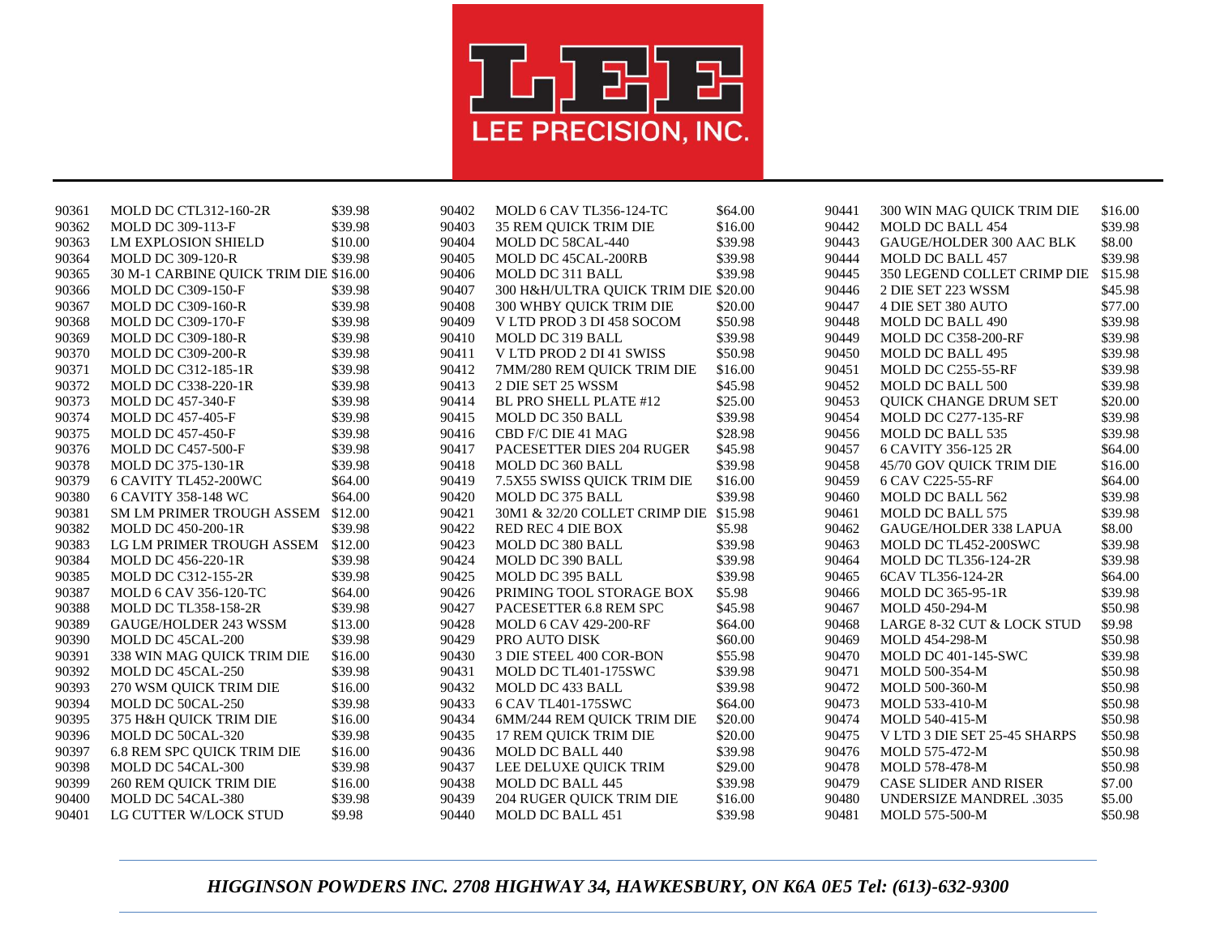| | | |
|---|---|---|
| 90361 | MOLD DC CTL312-160-2R | $39.98 |
| 90362 | MOLD DC 309-113-F | $39.98 |
| 90363 | LM EXPLOSION SHIELD | $10.00 |
| 90364 | MOLD DC 309-120-R | $39.98 |
| 90365 | 30 M-1 CARBINE QUICK TRIM DIE | $16.00 |
| 90366 | MOLD DC C309-150-F | $39.98 |
| 90367 | MOLD DC C309-160-R | $39.98 |
| 90368 | MOLD DC C309-170-F | $39.98 |
| 90369 | MOLD DC C309-180-R | $39.98 |
| 90370 | MOLD DC C309-200-R | $39.98 |
| 90371 | MOLD DC C312-185-1R | $39.98 |
| 90372 | MOLD DC C338-220-1R | $39.98 |
| 90373 | MOLD DC 457-340-F | $39.98 |
| 90374 | MOLD DC 457-405-F | $39.98 |
| 90375 | MOLD DC 457-450-F | $39.98 |
| 90376 | MOLD DC C457-500-F | $39.98 |
| 90378 | MOLD DC 375-130-1R | $39.98 |
| 90379 | 6 CAVITY TL452-200WC | $64.00 |
| 90380 | 6 CAVITY 358-148 WC | $64.00 |
| 90381 | SM LM PRIMER TROUGH ASSEM | $12.00 |
| 90382 | MOLD DC 450-200-1R | $39.98 |
| 90383 | LG LM PRIMER TROUGH ASSEM | $12.00 |
| 90384 | MOLD DC 456-220-1R | $39.98 |
| 90385 | MOLD DC C312-155-2R | $39.98 |
| 90387 | MOLD 6 CAV 356-120-TC | $64.00 |
| 90388 | MOLD DC TL358-158-2R | $39.98 |
| 90389 | GAUGE/HOLDER 243 WSSM | $13.00 |
| 90390 | MOLD DC 45CAL-200 | $39.98 |
| 90391 | 338 WIN MAG QUICK TRIM DIE | $16.00 |
| 90392 | MOLD DC 45CAL-250 | $39.98 |
| 90393 | 270 WSM QUICK TRIM DIE | $16.00 |
| 90394 | MOLD DC 50CAL-250 | $39.98 |
| 90395 | 375 H&H QUICK TRIM DIE | $16.00 |
| 90396 | MOLD DC 50CAL-320 | $39.98 |
| 90397 | 6.8 REM SPC QUICK TRIM DIE | $16.00 |
| 90398 | MOLD DC 54CAL-300 | $39.98 |
| 90399 | 260 REM QUICK TRIM DIE | $16.00 |
| 90400 | MOLD DC 54CAL-380 | $39.98 |
| 90401 | LG CUTTER W/LOCK STUD | $9.98 |
| 90402 | MOLD 6 CAV TL356-124-TC | $64.00 |
| 90403 | 35 REM QUICK TRIM DIE | $16.00 |
| 90404 | MOLD DC 58CAL-440 | $39.98 |
| 90405 | MOLD DC 45CAL-200RB | $39.98 |
| 90406 | MOLD DC 311 BALL | $39.98 |
| 90407 | 300 H&H/ULTRA QUICK TRIM DIE | $20.00 |
| 90408 | 300 WHBY QUICK TRIM DIE | $20.00 |
| 90409 | V LTD PROD 3 DI 458 SOCOM | $50.98 |
| 90410 | MOLD DC 319 BALL | $39.98 |
| 90411 | V LTD PROD 2 DI 41 SWISS | $50.98 |
| 90412 | 7MM/280 REM QUICK TRIM DIE | $16.00 |
| 90413 | 2 DIE SET 25 WSSM | $45.98 |
| 90414 | BL PRO SHELL PLATE #12 | $25.00 |
| 90415 | MOLD DC 350 BALL | $39.98 |
| 90416 | CBD F/C DIE 41 MAG | $28.98 |
| 90417 | PACESETTER DIES 204 RUGER | $45.98 |
| 90418 | MOLD DC 360 BALL | $39.98 |
| 90419 | 7.5X55 SWISS QUICK TRIM DIE | $16.00 |
| 90420 | MOLD DC 375 BALL | $39.98 |
| 90421 | 30M1 & 32/20 COLLET CRIMP DIE | $15.98 |
| 90422 | RED REC 4 DIE BOX | $5.98 |
| 90423 | MOLD DC 380 BALL | $39.98 |
| 90424 | MOLD DC 390 BALL | $39.98 |
| 90425 | MOLD DC 395 BALL | $39.98 |
| 90426 | PRIMING TOOL STORAGE BOX | $5.98 |
| 90427 | PACESETTER 6.8 REM SPC | $45.98 |
| 90428 | MOLD 6 CAV 429-200-RF | $64.00 |
| 90429 | PRO AUTO DISK | $60.00 |
| 90430 | 3 DIE STEEL 400 COR-BON | $55.98 |
| 90431 | MOLD DC TL401-175SWC | $39.98 |
| 90432 | MOLD DC 433 BALL | $39.98 |
| 90433 | 6 CAV TL401-175SWC | $64.00 |
| 90434 | 6MM/244 REM QUICK TRIM DIE | $20.00 |
| 90435 | 17 REM QUICK TRIM DIE | $20.00 |
| 90436 | MOLD DC BALL 440 | $39.98 |
| 90437 | LEE DELUXE QUICK TRIM | $29.00 |
| 90438 | MOLD DC BALL 445 | $39.98 |
| 90439 | 204 RUGER QUICK TRIM DIE | $16.00 |
| 90440 | MOLD DC BALL 451 | $39.98 |
| 90441 | 300 WIN MAG QUICK TRIM DIE | $16.00 |
| 90442 | MOLD DC BALL 454 | $39.98 |
| 90443 | GAUGE/HOLDER 300 AAC BLK | $8.00 |
| 90444 | MOLD DC BALL 457 | $39.98 |
| 90445 | 350 LEGEND COLLET CRIMP DIE | $15.98 |
| 90446 | 2 DIE SET 223 WSSM | $45.98 |
| 90447 | 4 DIE SET 380 AUTO | $77.00 |
| 90448 | MOLD DC BALL 490 | $39.98 |
| 90449 | MOLD DC C358-200-RF | $39.98 |
| 90450 | MOLD DC BALL 495 | $39.98 |
| 90451 | MOLD DC C255-55-RF | $39.98 |
| 90452 | MOLD DC BALL 500 | $39.98 |
| 90453 | QUICK CHANGE DRUM SET | $20.00 |
| 90454 | MOLD DC C277-135-RF | $39.98 |
| 90456 | MOLD DC BALL 535 | $39.98 |
| 90457 | 6 CAVITY 356-125 2R | $64.00 |
| 90458 | 45/70 GOV QUICK TRIM DIE | $16.00 |
| 90459 | 6 CAV C225-55-RF | $64.00 |
| 90460 | MOLD DC BALL 562 | $39.98 |
| 90461 | MOLD DC BALL 575 | $39.98 |
| 90462 | GAUGE/HOLDER 338 LAPUA | $8.00 |
| 90463 | MOLD DC TL452-200SWC | $39.98 |
| 90464 | MOLD DC TL356-124-2R | $39.98 |
| 90465 | 6CAV TL356-124-2R | $64.00 |
| 90466 | MOLD DC 365-95-1R | $39.98 |
| 90467 | MOLD 450-294-M | $50.98 |
| 90468 | LARGE 8-32 CUT & LOCK STUD | $9.98 |
| 90469 | MOLD 454-298-M | $50.98 |
| 90470 | MOLD DC 401-145-SWC | $39.98 |
| 90471 | MOLD 500-354-M | $50.98 |
| 90472 | MOLD 500-360-M | $50.98 |
| 90473 | MOLD 533-410-M | $50.98 |
| 90474 | MOLD 540-415-M | $50.98 |
| 90475 | V LTD 3 DIE SET 25-45 SHARPS | $50.98 |
| 90476 | MOLD 575-472-M | $50.98 |
| 90478 | MOLD 578-478-M | $50.98 |
| 90479 | CASE SLIDER AND RISER | $7.00 |
| 90480 | UNDERSIZE MANDREL .3035 | $5.00 |
| 90481 | MOLD 575-500-M | $50.98 |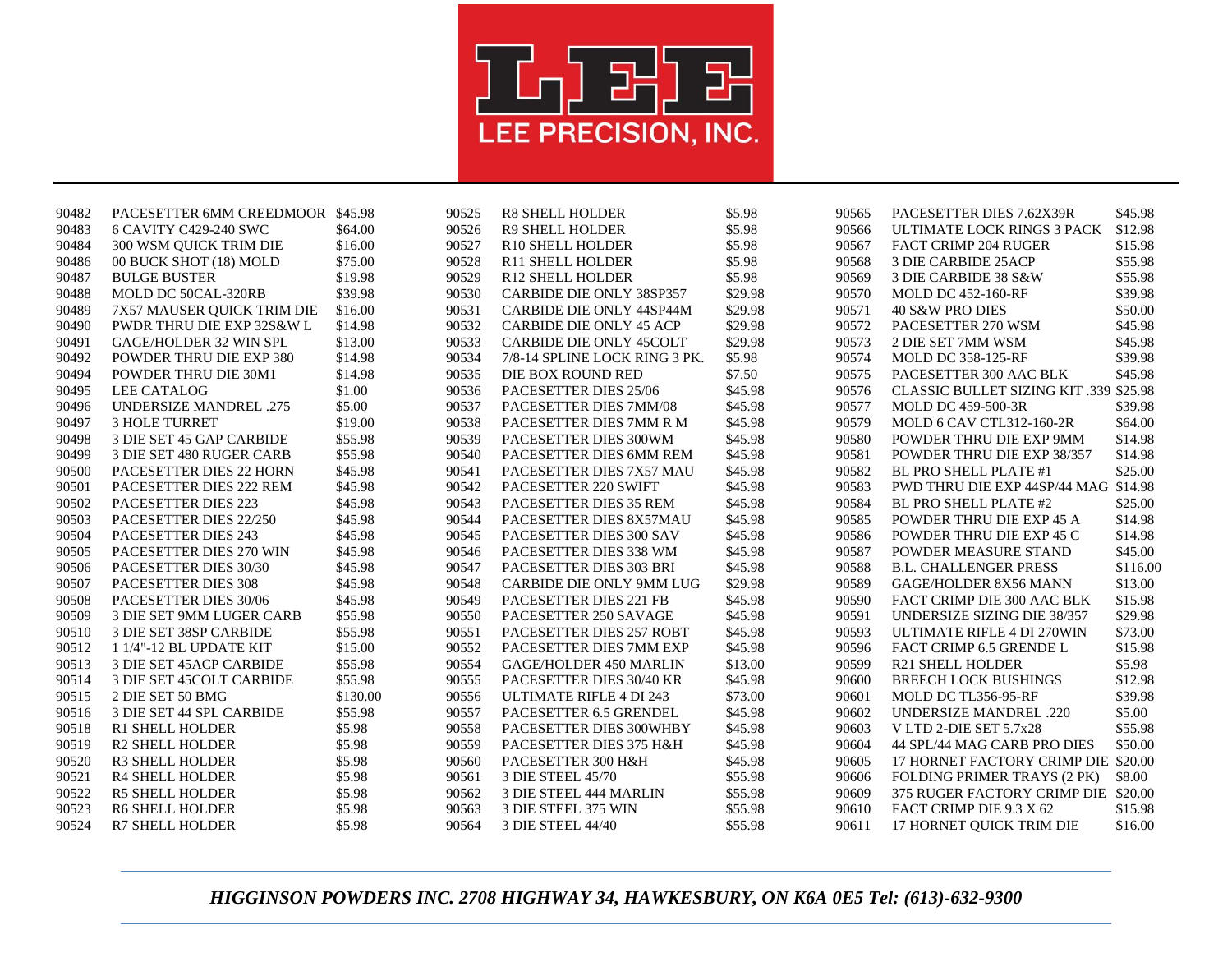| | | |
|---|---|---|
| 90482 | PACESETTER 6MM CREEDMOOR | $45.98 |
| 90483 | 6 CAVITY C429-240 SWC | $64.00 |
| 90484 | 300 WSM QUICK TRIM DIE | $16.00 |
| 90486 | 00 BUCK SHOT (18) MOLD | $75.00 |
| 90487 | BULGE BUSTER | $19.98 |
| 90488 | MOLD DC 50CAL-320RB | $39.98 |
| 90489 | 7X57 MAUSER QUICK TRIM DIE | $16.00 |
| 90490 | PWDR THRU DIE EXP 32S&W L | $14.98 |
| 90491 | GAGE/HOLDER 32 WIN SPL | $13.00 |
| 90492 | POWDER THRU DIE EXP 380 | $14.98 |
| 90494 | POWDER THRU DIE 30M1 | $14.98 |
| 90495 | LEE CATALOG | $1.00 |
| 90496 | UNDERSIZE MANDREL .275 | $5.00 |
| 90497 | 3 HOLE TURRET | $19.00 |
| 90498 | 3 DIE SET 45 GAP CARBIDE | $55.98 |
| 90499 | 3 DIE SET 480 RUGER CARB | $55.98 |
| 90500 | PACESETTER DIES 22 HORN | $45.98 |
| 90501 | PACESETTER DIES 222 REM | $45.98 |
| 90502 | PACESETTER DIES 223 | $45.98 |
| 90503 | PACESETTER DIES 22/250 | $45.98 |
| 90504 | PACESETTER DIES 243 | $45.98 |
| 90505 | PACESETTER DIES 270 WIN | $45.98 |
| 90506 | PACESETTER DIES 30/30 | $45.98 |
| 90507 | PACESETTER DIES 308 | $45.98 |
| 90508 | PACESETTER DIES 30/06 | $45.98 |
| 90509 | 3 DIE SET 9MM LUGER CARB | $55.98 |
| 90510 | 3 DIE SET 38SP CARBIDE | $55.98 |
| 90512 | 1 1/4"-12 BL UPDATE KIT | $15.00 |
| 90513 | 3 DIE SET 45ACP CARBIDE | $55.98 |
| 90514 | 3 DIE SET 45COLT CARBIDE | $55.98 |
| 90515 | 2 DIE SET 50 BMG | $130.00 |
| 90516 | 3 DIE SET 44 SPL CARBIDE | $55.98 |
| 90518 | R1 SHELL HOLDER | $5.98 |
| 90519 | R2 SHELL HOLDER | $5.98 |
| 90520 | R3 SHELL HOLDER | $5.98 |
| 90521 | R4 SHELL HOLDER | $5.98 |
| 90522 | R5 SHELL HOLDER | $5.98 |
| 90523 | R6 SHELL HOLDER | $5.98 |
| 90524 | R7 SHELL HOLDER | $5.98 |
| 90525 | R8 SHELL HOLDER | $5.98 |
| 90526 | R9 SHELL HOLDER | $5.98 |
| 90527 | R10 SHELL HOLDER | $5.98 |
| 90528 | R11 SHELL HOLDER | $5.98 |
| 90529 | R12 SHELL HOLDER | $5.98 |
| 90530 | CARBIDE DIE ONLY 38SP357 | $29.98 |
| 90531 | CARBIDE DIE ONLY 44SP44M | $29.98 |
| 90532 | CARBIDE DIE ONLY 45 ACP | $29.98 |
| 90533 | CARBIDE DIE ONLY 45COLT | $29.98 |
| 90534 | 7/8-14 SPLINE LOCK RING 3 PK. | $5.98 |
| 90535 | DIE BOX ROUND RED | $7.50 |
| 90536 | PACESETTER DIES 25/06 | $45.98 |
| 90537 | PACESETTER DIES 7MM/08 | $45.98 |
| 90538 | PACESETTER DIES 7MM R M | $45.98 |
| 90539 | PACESETTER DIES 300WM | $45.98 |
| 90540 | PACESETTER DIES 6MM REM | $45.98 |
| 90541 | PACESETTER DIES 7X57 MAU | $45.98 |
| 90542 | PACESETTER 220 SWIFT | $45.98 |
| 90543 | PACESETTER DIES 35 REM | $45.98 |
| 90544 | PACESETTER DIES 8X57MAU | $45.98 |
| 90545 | PACESETTER DIES 300 SAV | $45.98 |
| 90546 | PACESETTER DIES 338 WM | $45.98 |
| 90547 | PACESETTER DIES 303 BRI | $45.98 |
| 90548 | CARBIDE DIE ONLY 9MM LUG | $29.98 |
| 90549 | PACESETTER DIES 221 FB | $45.98 |
| 90550 | PACESETTER 250 SAVAGE | $45.98 |
| 90551 | PACESETTER DIES 257 ROBT | $45.98 |
| 90552 | PACESETTER DIES 7MM EXP | $45.98 |
| 90554 | GAGE/HOLDER 450 MARLIN | $13.00 |
| 90555 | PACESETTER DIES 30/40 KR | $45.98 |
| 90556 | ULTIMATE RIFLE 4 DI 243 | $73.00 |
| 90557 | PACESETTER 6.5 GRENDEL | $45.98 |
| 90558 | PACESETTER DIES 300WHBY | $45.98 |
| 90559 | PACESETTER DIES 375 H&H | $45.98 |
| 90560 | PACESETTER 300 H&H | $45.98 |
| 90561 | 3 DIE STEEL 45/70 | $55.98 |
| 90562 | 3 DIE STEEL 444 MARLIN | $55.98 |
| 90563 | 3 DIE STEEL 375 WIN | $55.98 |
| 90564 | 3 DIE STEEL 44/40 | $55.98 |
| 90565 | PACESETTER DIES 7.62X39R | $45.98 |
| 90566 | ULTIMATE LOCK RINGS 3 PACK | $12.98 |
| 90567 | FACT CRIMP 204 RUGER | $15.98 |
| 90568 | 3 DIE CARBIDE 25ACP | $55.98 |
| 90569 | 3 DIE CARBIDE 38 S&W | $55.98 |
| 90570 | MOLD DC 452-160-RF | $39.98 |
| 90571 | 40 S&W PRO DIES | $50.00 |
| 90572 | PACESETTER 270 WSM | $45.98 |
| 90573 | 2 DIE SET 7MM WSM | $45.98 |
| 90574 | MOLD DC 358-125-RF | $39.98 |
| 90575 | PACESETTER 300 AAC BLK | $45.98 |
| 90576 | CLASSIC BULLET SIZING KIT .339 | $25.98 |
| 90577 | MOLD DC 459-500-3R | $39.98 |
| 90579 | MOLD 6 CAV CTL312-160-2R | $64.00 |
| 90580 | POWDER THRU DIE EXP 9MM | $14.98 |
| 90581 | POWDER THRU DIE EXP 38/357 | $14.98 |
| 90582 | BL PRO SHELL PLATE #1 | $25.00 |
| 90583 | PWD THRU DIE EXP 44SP/44 MAG | $14.98 |
| 90584 | BL PRO SHELL PLATE #2 | $25.00 |
| 90585 | POWDER THRU DIE EXP 45 A | $14.98 |
| 90586 | POWDER THRU DIE EXP 45 C | $14.98 |
| 90587 | POWDER MEASURE STAND | $45.00 |
| 90588 | B.L. CHALLENGER PRESS | $116.00 |
| 90589 | GAGE/HOLDER 8X56 MANN | $13.00 |
| 90590 | FACT CRIMP DIE 300 AAC BLK | $15.98 |
| 90591 | UNDERSIZE SIZING DIE 38/357 | $29.98 |
| 90593 | ULTIMATE RIFLE 4 DI 270WIN | $73.00 |
| 90596 | FACT CRIMP 6.5 GRENDE L | $15.98 |
| 90599 | R21 SHELL HOLDER | $5.98 |
| 90600 | BREECH LOCK BUSHINGS | $12.98 |
| 90601 | MOLD DC TL356-95-RF | $39.98 |
| 90602 | UNDERSIZE MANDREL .220 | $5.00 |
| 90603 | V LTD 2-DIE SET 5.7x28 | $55.98 |
| 90604 | 44 SPL/44 MAG CARB PRO DIES | $50.00 |
| 90605 | 17 HORNET FACTORY CRIMP DIE | $20.00 |
| 90606 | FOLDING PRIMER TRAYS (2 PK) | $8.00 |
| 90609 | 375 RUGER FACTORY CRIMP DIE | $20.00 |
| 90610 | FACT CRIMP DIE 9.3 X 62 | $15.98 |
| 90611 | 17 HORNET QUICK TRIM DIE | $16.00 |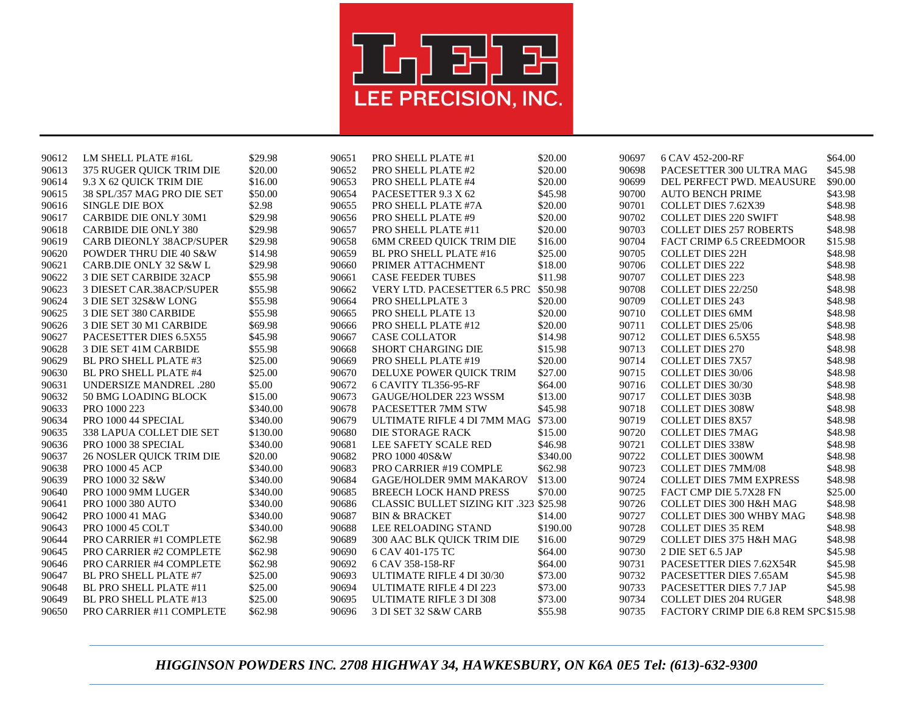# LEE PRECISION, INC.

| Item | Description | Price |
|---|---|---|
| 90612 | LM SHELL PLATE #16L | $29.98 |
| 90613 | 375 RUGER QUICK TRIM DIE | $20.00 |
| 90614 | 9.3 X 62 QUICK TRIM DIE | $16.00 |
| 90615 | 38 SPL/357 MAG PRO DIE SET | $50.00 |
| 90616 | SINGLE DIE BOX | $2.98 |
| 90617 | CARBIDE DIE ONLY 30M1 | $29.98 |
| 90618 | CARBIDE DIE ONLY 380 | $29.98 |
| 90619 | CARB DIEONLY 38ACP/SUPER | $29.98 |
| 90620 | POWDER THRU DIE 40 S&W | $14.98 |
| 90621 | CARB.DIE ONLY 32 S&W L | $29.98 |
| 90622 | 3 DIE SET CARBIDE 32ACP | $55.98 |
| 90623 | 3 DIESET CAR.38ACP/SUPER | $55.98 |
| 90624 | 3 DIE SET 32S&W LONG | $55.98 |
| 90625 | 3 DIE SET 380 CARBIDE | $55.98 |
| 90626 | 3 DIE SET 30 M1 CARBIDE | $69.98 |
| 90627 | PACESETTER DIES 6.5X55 | $45.98 |
| 90628 | 3 DIE SET 41M CARBIDE | $55.98 |
| 90629 | BL PRO SHELL PLATE #3 | $25.00 |
| 90630 | BL PRO SHELL PLATE #4 | $25.00 |
| 90631 | UNDERSIZE MANDREL .280 | $5.00 |
| 90632 | 50 BMG LOADING BLOCK | $15.00 |
| 90633 | PRO 1000 223 | $340.00 |
| 90634 | PRO 1000 44 SPECIAL | $340.00 |
| 90635 | 338 LAPUA COLLET DIE SET | $130.00 |
| 90636 | PRO 1000 38 SPECIAL | $340.00 |
| 90637 | 26 NOSLER QUICK TRIM DIE | $20.00 |
| 90638 | PRO 1000 45 ACP | $340.00 |
| 90639 | PRO 1000 32 S&W | $340.00 |
| 90640 | PRO 1000 9MM LUGER | $340.00 |
| 90641 | PRO 1000 380 AUTO | $340.00 |
| 90642 | PRO 1000 41 MAG | $340.00 |
| 90643 | PRO 1000 45 COLT | $340.00 |
| 90644 | PRO CARRIER #1 COMPLETE | $62.98 |
| 90645 | PRO CARRIER #2 COMPLETE | $62.98 |
| 90646 | PRO CARRIER #4 COMPLETE | $62.98 |
| 90647 | BL PRO SHELL PLATE #7 | $25.00 |
| 90648 | BL PRO SHELL PLATE #11 | $25.00 |
| 90649 | BL PRO SHELL PLATE #13 | $25.00 |
| 90650 | PRO CARRIER #11 COMPLETE | $62.98 |
| 90651 | PRO SHELL PLATE #1 | $20.00 |
| 90652 | PRO SHELL PLATE #2 | $20.00 |
| 90653 | PRO SHELL PLATE #4 | $20.00 |
| 90654 | PACESETTER 9.3 X 62 | $45.98 |
| 90655 | PRO SHELL PLATE #7A | $20.00 |
| 90656 | PRO SHELL PLATE #9 | $20.00 |
| 90657 | PRO SHELL PLATE #11 | $20.00 |
| 90658 | 6MM CREED QUICK TRIM DIE | $16.00 |
| 90659 | BL PRO SHELL PLATE #16 | $25.00 |
| 90660 | PRIMER ATTACHMENT | $18.00 |
| 90661 | CASE FEEDER TUBES | $11.98 |
| 90662 | VERY LTD. PACESETTER 6.5 PRC | $50.98 |
| 90664 | PRO SHELLPLATE 3 | $20.00 |
| 90665 | PRO SHELL PLATE 13 | $20.00 |
| 90666 | PRO SHELL PLATE #12 | $20.00 |
| 90667 | CASE COLLATOR | $14.98 |
| 90668 | SHORT CHARGING DIE | $15.98 |
| 90669 | PRO SHELL PLATE #19 | $20.00 |
| 90670 | DELUXE POWER QUICK TRIM | $27.00 |
| 90672 | 6 CAVITY TL356-95-RF | $64.00 |
| 90673 | GAUGE/HOLDER 223 WSSM | $13.00 |
| 90678 | PACESETTER 7MM STW | $45.98 |
| 90679 | ULTIMATE RIFLE 4 DI 7MM MAG | $73.00 |
| 90680 | DIE STORAGE RACK | $15.00 |
| 90681 | LEE SAFETY SCALE RED | $46.98 |
| 90682 | PRO 1000 40S&W | $340.00 |
| 90683 | PRO CARRIER #19 COMPLE | $62.98 |
| 90684 | GAGE/HOLDER 9MM MAKAROV | $13.00 |
| 90685 | BREECH LOCK HAND PRESS | $70.00 |
| 90686 | CLASSIC BULLET SIZING KIT .323 | $25.98 |
| 90687 | BIN & BRACKET | $14.00 |
| 90688 | LEE RELOADING STAND | $190.00 |
| 90689 | 300 AAC BLK QUICK TRIM DIE | $16.00 |
| 90690 | 6 CAV 401-175 TC | $64.00 |
| 90692 | 6 CAV 358-158-RF | $64.00 |
| 90693 | ULTIMATE RIFLE 4 DI 30/30 | $73.00 |
| 90694 | ULTIMATE RIFLE 4 DI 223 | $73.00 |
| 90695 | ULTIMATE RIFLE 3 DI 308 | $73.00 |
| 90696 | 3 DI SET 32 S&W CARB | $55.98 |
| 90697 | 6 CAV 452-200-RF | $64.00 |
| 90698 | PACESETTER 300 ULTRA MAG | $45.98 |
| 90699 | DEL PERFECT PWD. MEAUSURE | $90.00 |
| 90700 | AUTO BENCH PRIME | $43.98 |
| 90701 | COLLET DIES 7.62X39 | $48.98 |
| 90702 | COLLET DIES 220 SWIFT | $48.98 |
| 90703 | COLLET DIES 257 ROBERTS | $48.98 |
| 90704 | FACT CRIMP 6.5 CREEDMOOR | $15.98 |
| 90705 | COLLET DIES 22H | $48.98 |
| 90706 | COLLET DIES 222 | $48.98 |
| 90707 | COLLET DIES 223 | $48.98 |
| 90708 | COLLET DIES 22/250 | $48.98 |
| 90709 | COLLET DIES 243 | $48.98 |
| 90710 | COLLET DIES 6MM | $48.98 |
| 90711 | COLLET DIES 25/06 | $48.98 |
| 90712 | COLLET DIES 6.5X55 | $48.98 |
| 90713 | COLLET DIES 270 | $48.98 |
| 90714 | COLLET DIES 7X57 | $48.98 |
| 90715 | COLLET DIES 30/06 | $48.98 |
| 90716 | COLLET DIES 30/30 | $48.98 |
| 90717 | COLLET DIES 303B | $48.98 |
| 90718 | COLLET DIES 308W | $48.98 |
| 90719 | COLLET DIES 8X57 | $48.98 |
| 90720 | COLLET DIES 7MAG | $48.98 |
| 90721 | COLLET DIES 338W | $48.98 |
| 90722 | COLLET DIES 300WM | $48.98 |
| 90723 | COLLET DIES 7MM/08 | $48.98 |
| 90724 | COLLET DIES 7MM EXPRESS | $48.98 |
| 90725 | FACT CMP DIE 5.7X28 FN | $25.00 |
| 90726 | COLLET DIES 300 H&H MAG | $48.98 |
| 90727 | COLLET DIES 300 WHBY MAG | $48.98 |
| 90728 | COLLET DIES 35 REM | $48.98 |
| 90729 | COLLET DIES 375 H&H MAG | $48.98 |
| 90730 | 2 DIE SET 6.5 JAP | $45.98 |
| 90731 | PACESETTER DIES 7.62X54R | $45.98 |
| 90732 | PACESETTER DIES 7.65AM | $45.98 |
| 90733 | PACESETTER DIES 7.7 JAP | $45.98 |
| 90734 | COLLET DIES 204 RUGER | $48.98 |
| 90735 | FACTORY CRIMP DIE 6.8 REM SPC | $15.98 |

*HIGGINSON POWDERS INC. 2708 HIGHWAY 34, HAWKESBURY, ON K6A 0E5 Tel: (613)-632-9300*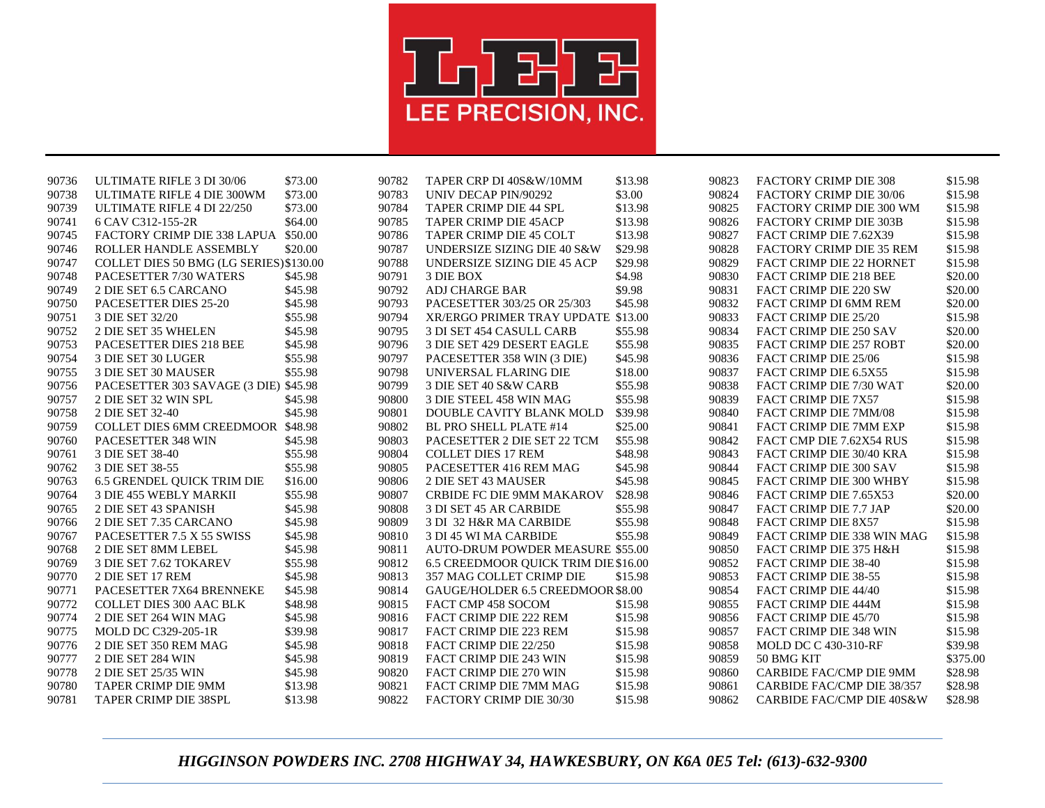| | | |
|---|---|---|
| 90736 | ULTIMATE RIFLE 3 DI 30/06 | $73.00 |
| 90738 | ULTIMATE RIFLE 4 DIE 300WM | $73.00 |
| 90739 | ULTIMATE RIFLE 4 DI 22/250 | $73.00 |
| 90741 | 6 CAV C312-155-2R | $64.00 |
| 90745 | FACTORY CRIMP DIE 338 LAPUA | $50.00 |
| 90746 | ROLLER HANDLE ASSEMBLY | $20.00 |
| 90747 | COLLET DIES 50 BMG (LG SERIES) | $130.00 |
| 90748 | PACESETTER 7/30 WATERS | $45.98 |
| 90749 | 2 DIE SET 6.5 CARCANO | $45.98 |
| 90750 | PACESETTER DIES 25-20 | $45.98 |
| 90751 | 3 DIE SET 32/20 | $55.98 |
| 90752 | 2 DIE SET 35 WHELEN | $45.98 |
| 90753 | PACESETTER DIES 218 BEE | $45.98 |
| 90754 | 3 DIE SET 30 LUGER | $55.98 |
| 90755 | 3 DIE SET 30 MAUSER | $55.98 |
| 90756 | PACESETTER 303 SAVAGE (3 DIE) | $45.98 |
| 90757 | 2 DIE SET 32 WIN SPL | $45.98 |
| 90758 | 2 DIE SET 32-40 | $45.98 |
| 90759 | COLLET DIES 6MM CREEDMOOR | $48.98 |
| 90760 | PACESETTER 348 WIN | $45.98 |
| 90761 | 3 DIE SET 38-40 | $55.98 |
| 90762 | 3 DIE SET 38-55 | $55.98 |
| 90763 | 6.5 GRENDEL QUICK TRIM DIE | $16.00 |
| 90764 | 3 DIE 455 WEBLY MARKII | $55.98 |
| 90765 | 2 DIE SET 43 SPANISH | $45.98 |
| 90766 | 2 DIE SET 7.35 CARCANO | $45.98 |
| 90767 | PACESETTER 7.5 X 55 SWISS | $45.98 |
| 90768 | 2 DIE SET 8MM LEBEL | $45.98 |
| 90769 | 3 DIE SET 7.62 TOKAREV | $55.98 |
| 90770 | 2 DIE SET 17 REM | $45.98 |
| 90771 | PACESETTER 7X64 BRENNEKE | $45.98 |
| 90772 | COLLET DIES 300 AAC BLK | $48.98 |
| 90774 | 2 DIE SET 264 WIN MAG | $45.98 |
| 90775 | MOLD DC C329-205-1R | $39.98 |
| 90776 | 2 DIE SET 350 REM MAG | $45.98 |
| 90777 | 2 DIE SET 284 WIN | $45.98 |
| 90778 | 2 DIE SET 25/35 WIN | $45.98 |
| 90780 | TAPER CRIMP DIE 9MM | $13.98 |
| 90781 | TAPER CRIMP DIE 38SPL | $13.98 |
| 90782 | TAPER CRP DI 40S&W/10MM | $13.98 |
| 90783 | UNIV DECAP PIN/90292 | $3.00 |
| 90784 | TAPER CRIMP DIE 44 SPL | $13.98 |
| 90785 | TAPER CRIMP DIE 45ACP | $13.98 |
| 90786 | TAPER CRIMP DIE 45 COLT | $13.98 |
| 90787 | UNDERSIZE SIZING DIE 40 S&W | $29.98 |
| 90788 | UNDERSIZE SIZING DIE 45 ACP | $29.98 |
| 90791 | 3 DIE BOX | $4.98 |
| 90792 | ADJ CHARGE BAR | $9.98 |
| 90793 | PACESETTER 303/25 OR 25/303 | $45.98 |
| 90794 | XR/ERGO PRIMER TRAY UPDATE | $13.00 |
| 90795 | 3 DI SET 454 CASULL CARB | $55.98 |
| 90796 | 3 DIE SET 429 DESERT EAGLE | $55.98 |
| 90797 | PACESETTER 358 WIN (3 DIE) | $45.98 |
| 90798 | UNIVERSAL FLARING DIE | $18.00 |
| 90799 | 3 DIE SET 40 S&W CARB | $55.98 |
| 90800 | 3 DIE STEEL 458 WIN MAG | $55.98 |
| 90801 | DOUBLE CAVITY BLANK MOLD | $39.98 |
| 90802 | BL PRO SHELL PLATE #14 | $25.00 |
| 90803 | PACESETTER 2 DIE SET 22 TCM | $55.98 |
| 90804 | COLLET DIES 17 REM | $48.98 |
| 90805 | PACESETTER 416 REM MAG | $45.98 |
| 90806 | 2 DIE SET 43 MAUSER | $45.98 |
| 90807 | CRBIDE FC DIE 9MM MAKAROV | $28.98 |
| 90808 | 3 DI SET 45 AR CARBIDE | $55.98 |
| 90809 | 3 DI 32 H&R MA CARBIDE | $55.98 |
| 90810 | 3 DI 45 WI MA CARBIDE | $55.98 |
| 90811 | AUTO-DRUM POWDER MEASURE | $55.00 |
| 90812 | 6.5 CREEDMOOR QUICK TRIM DIE | $16.00 |
| 90813 | 357 MAG COLLET CRIMP DIE | $15.98 |
| 90814 | GAUGE/HOLDER 6.5 CREEDMOOR | $8.00 |
| 90815 | FACT CMP 458 SOCOM | $15.98 |
| 90816 | FACT CRIMP DIE 222 REM | $15.98 |
| 90817 | FACT CRIMP DIE 223 REM | $15.98 |
| 90818 | FACT CRIMP DIE 22/250 | $15.98 |
| 90819 | FACT CRIMP DIE 243 WIN | $15.98 |
| 90820 | FACT CRIMP DIE 270 WIN | $15.98 |
| 90821 | FACT CRIMP DIE 7MM MAG | $15.98 |
| 90822 | FACTORY CRIMP DIE 30/30 | $15.98 |
| 90823 | FACTORY CRIMP DIE 308 | $15.98 |
| 90824 | FACTORY CRIMP DIE 30/06 | $15.98 |
| 90825 | FACTORY CRIMP DIE 300 WM | $15.98 |
| 90826 | FACTORY CRIMP DIE 303B | $15.98 |
| 90827 | FACT CRIMP DIE 7.62X39 | $15.98 |
| 90828 | FACTORY CRIMP DIE 35 REM | $15.98 |
| 90829 | FACT CRIMP DIE 22 HORNET | $15.98 |
| 90830 | FACT CRIMP DIE 218 BEE | $20.00 |
| 90831 | FACT CRIMP DIE 220 SW | $20.00 |
| 90832 | FACT CRIMP DI 6MM REM | $20.00 |
| 90833 | FACT CRIMP DIE 25/20 | $15.98 |
| 90834 | FACT CRIMP DIE 250 SAV | $20.00 |
| 90835 | FACT CRIMP DIE 257 ROBT | $20.00 |
| 90836 | FACT CRIMP DIE 25/06 | $15.98 |
| 90837 | FACT CRIMP DIE 6.5X55 | $15.98 |
| 90838 | FACT CRIMP DIE 7/30 WAT | $20.00 |
| 90839 | FACT CRIMP DIE 7X57 | $15.98 |
| 90840 | FACT CRIMP DIE 7MM/08 | $15.98 |
| 90841 | FACT CRIMP DIE 7MM EXP | $15.98 |
| 90842 | FACT CMP DIE 7.62X54 RUS | $15.98 |
| 90843 | FACT CRIMP DIE 30/40 KRA | $15.98 |
| 90844 | FACT CRIMP DIE 300 SAV | $15.98 |
| 90845 | FACT CRIMP DIE 300 WHBY | $15.98 |
| 90846 | FACT CRIMP DIE 7.65X53 | $20.00 |
| 90847 | FACT CRIMP DIE 7.7 JAP | $20.00 |
| 90848 | FACT CRIMP DIE 8X57 | $15.98 |
| 90849 | FACT CRIMP DIE 338 WIN MAG | $15.98 |
| 90850 | FACT CRIMP DIE 375 H&H | $15.98 |
| 90852 | FACT CRIMP DIE 38-40 | $15.98 |
| 90853 | FACT CRIMP DIE 38-55 | $15.98 |
| 90854 | FACT CRIMP DIE 44/40 | $15.98 |
| 90855 | FACT CRIMP DIE 444M | $15.98 |
| 90856 | FACT CRIMP DIE 45/70 | $15.98 |
| 90857 | FACT CRIMP DIE 348 WIN | $15.98 |
| 90858 | MOLD DC C 430-310-RF | $39.98 |
| 90859 | 50 BMG KIT | $375.00 |
| 90860 | CARBIDE FAC/CMP DIE 9MM | $28.98 |
| 90861 | CARBIDE FAC/CMP DIE 38/357 | $28.98 |
| 90862 | CARBIDE FAC/CMP DIE 40S&W | $28.98 |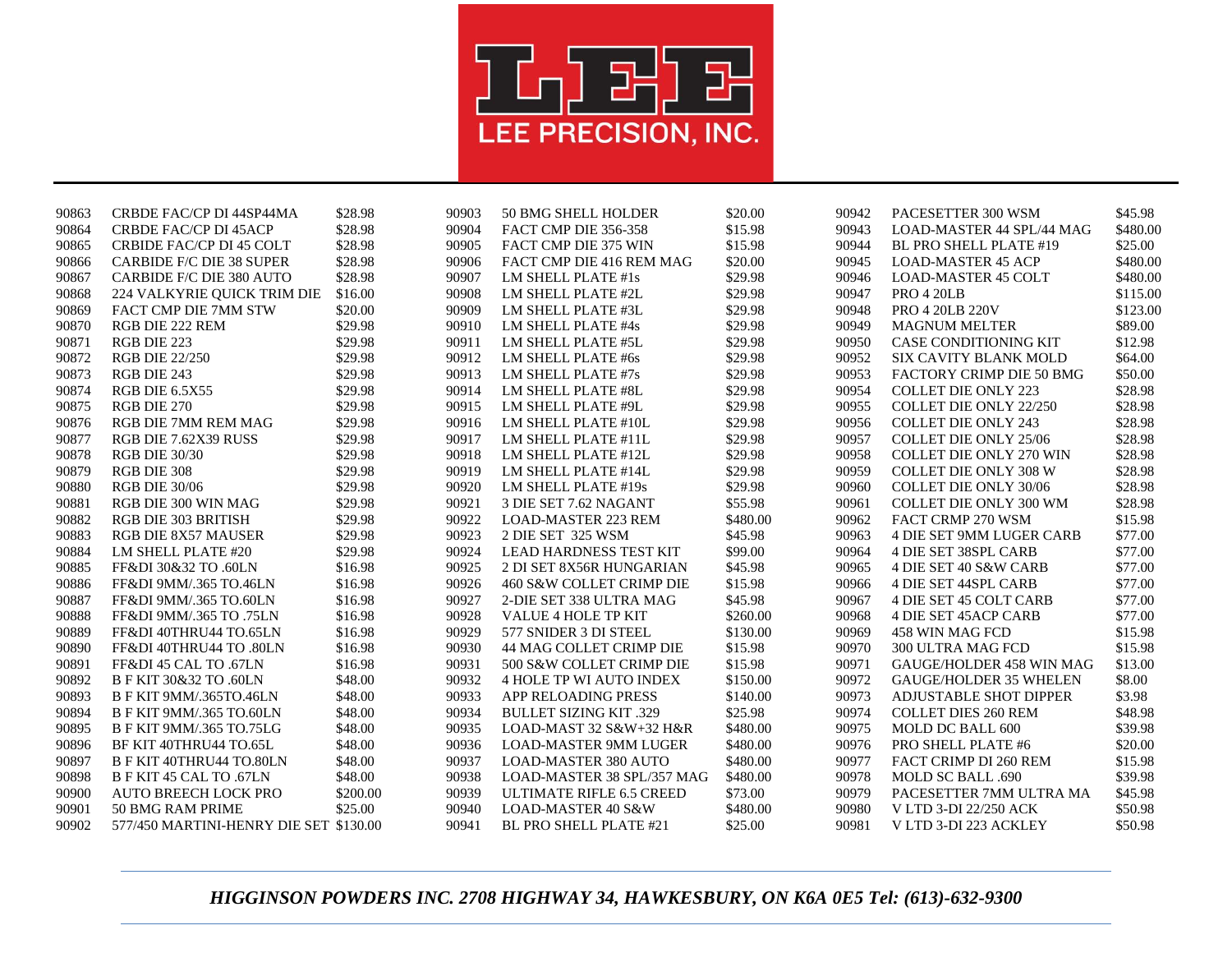LEE PRECISION, INC.

| | | |
|---|---|---|
| 90863 | CRBDE FAC/CP DI 44SP44MA | $28.98 |
| 90864 | CRBDE FAC/CP DI 45ACP | $28.98 |
| 90865 | CRBIDE FAC/CP DI 45 COLT | $28.98 |
| 90866 | CARBIDE F/C DIE 38 SUPER | $28.98 |
| 90867 | CARBIDE F/C DIE 380 AUTO | $28.98 |
| 90868 | 224 VALKYRIE QUICK TRIM DIE | $16.00 |
| 90869 | FACT CMP DIE 7MM STW | $20.00 |
| 90870 | RGB DIE 222 REM | $29.98 |
| 90871 | RGB DIE 223 | $29.98 |
| 90872 | RGB DIE 22/250 | $29.98 |
| 90873 | RGB DIE 243 | $29.98 |
| 90874 | RGB DIE 6.5X55 | $29.98 |
| 90875 | RGB DIE 270 | $29.98 |
| 90876 | RGB DIE 7MM REM MAG | $29.98 |
| 90877 | RGB DIE 7.62X39 RUSS | $29.98 |
| 90878 | RGB DIE 30/30 | $29.98 |
| 90879 | RGB DIE 308 | $29.98 |
| 90880 | RGB DIE 30/06 | $29.98 |
| 90881 | RGB DIE 300 WIN MAG | $29.98 |
| 90882 | RGB DIE 303 BRITISH | $29.98 |
| 90883 | RGB DIE 8X57 MAUSER | $29.98 |
| 90884 | LM SHELL PLATE #20 | $29.98 |
| 90885 | FF&DI 30&32 TO .60LN | $16.98 |
| 90886 | FF&DI 9MM/.365 TO.46LN | $16.98 |
| 90887 | FF&DI 9MM/.365 TO.60LN | $16.98 |
| 90888 | FF&DI 9MM/.365 TO .75LN | $16.98 |
| 90889 | FF&DI 40THRU44 TO.65LN | $16.98 |
| 90890 | FF&DI 40THRU44 TO .80LN | $16.98 |
| 90891 | FF&DI 45 CAL TO .67LN | $16.98 |
| 90892 | B F KIT 30&32 TO .60LN | $48.00 |
| 90893 | B F KIT 9MM/.365TO.46LN | $48.00 |
| 90894 | B F KIT 9MM/.365 TO.60LN | $48.00 |
| 90895 | B F KIT 9MM/.365 TO.75LG | $48.00 |
| 90896 | BF KIT 40THRU44 TO.65L | $48.00 |
| 90897 | B F KIT 40THRU44 TO.80LN | $48.00 |
| 90898 | B F KIT 45 CAL TO .67LN | $48.00 |
| 90900 | AUTO BREECH LOCK PRO | $200.00 |
| 90901 | 50 BMG RAM PRIME | $25.00 |
| 90902 | 577/450 MARTINI-HENRY DIE SET | $130.00 |
| 90903 | 50 BMG SHELL HOLDER | $20.00 |
| 90904 | FACT CMP DIE 356-358 | $15.98 |
| 90905 | FACT CMP DIE 375 WIN | $15.98 |
| 90906 | FACT CMP DIE 416 REM MAG | $20.00 |
| 90907 | LM SHELL PLATE #1s | $29.98 |
| 90908 | LM SHELL PLATE #2L | $29.98 |
| 90909 | LM SHELL PLATE #3L | $29.98 |
| 90910 | LM SHELL PLATE #4s | $29.98 |
| 90911 | LM SHELL PLATE #5L | $29.98 |
| 90912 | LM SHELL PLATE #6s | $29.98 |
| 90913 | LM SHELL PLATE #7s | $29.98 |
| 90914 | LM SHELL PLATE #8L | $29.98 |
| 90915 | LM SHELL PLATE #9L | $29.98 |
| 90916 | LM SHELL PLATE #10L | $29.98 |
| 90917 | LM SHELL PLATE #11L | $29.98 |
| 90918 | LM SHELL PLATE #12L | $29.98 |
| 90919 | LM SHELL PLATE #14L | $29.98 |
| 90920 | LM SHELL PLATE #19s | $29.98 |
| 90921 | 3 DIE SET 7.62 NAGANT | $55.98 |
| 90922 | LOAD-MASTER 223 REM | $480.00 |
| 90923 | 2 DIE SET 325 WSM | $45.98 |
| 90924 | LEAD HARDNESS TEST KIT | $99.00 |
| 90925 | 2 DI SET 8X56R HUNGARIAN | $45.98 |
| 90926 | 460 S&W COLLET CRIMP DIE | $15.98 |
| 90927 | 2-DIE SET 338 ULTRA MAG | $45.98 |
| 90928 | VALUE 4 HOLE TP KIT | $260.00 |
| 90929 | 577 SNIDER 3 DI STEEL | $130.00 |
| 90930 | 44 MAG COLLET CRIMP DIE | $15.98 |
| 90931 | 500 S&W COLLET CRIMP DIE | $15.98 |
| 90932 | 4 HOLE TP WI AUTO INDEX | $150.00 |
| 90933 | APP RELOADING PRESS | $140.00 |
| 90934 | BULLET SIZING KIT .329 | $25.98 |
| 90935 | LOAD-MAST 32 S&W+32 H&R | $480.00 |
| 90936 | LOAD-MASTER 9MM LUGER | $480.00 |
| 90937 | LOAD-MASTER 380 AUTO | $480.00 |
| 90938 | LOAD-MASTER 38 SPL/357 MAG | $480.00 |
| 90939 | ULTIMATE RIFLE 6.5 CREED | $73.00 |
| 90940 | LOAD-MASTER 40 S&W | $480.00 |
| 90941 | BL PRO SHELL PLATE #21 | $25.00 |
| 90942 | PACESETTER 300 WSM | $45.98 |
| 90943 | LOAD-MASTER 44 SPL/44 MAG | $480.00 |
| 90944 | BL PRO SHELL PLATE #19 | $25.00 |
| 90945 | LOAD-MASTER 45 ACP | $480.00 |
| 90946 | LOAD-MASTER 45 COLT | $480.00 |
| 90947 | PRO 4 20LB | $115.00 |
| 90948 | PRO 4 20LB 220V | $123.00 |
| 90949 | MAGNUM MELTER | $89.00 |
| 90950 | CASE CONDITIONING KIT | $12.98 |
| 90952 | SIX CAVITY BLANK MOLD | $64.00 |
| 90953 | FACTORY CRIMP DIE 50 BMG | $50.00 |
| 90954 | COLLET DIE ONLY 223 | $28.98 |
| 90955 | COLLET DIE ONLY 22/250 | $28.98 |
| 90956 | COLLET DIE ONLY 243 | $28.98 |
| 90957 | COLLET DIE ONLY 25/06 | $28.98 |
| 90958 | COLLET DIE ONLY 270 WIN | $28.98 |
| 90959 | COLLET DIE ONLY 308 W | $28.98 |
| 90960 | COLLET DIE ONLY 30/06 | $28.98 |
| 90961 | COLLET DIE ONLY 300 WM | $28.98 |
| 90962 | FACT CRMP 270 WSM | $15.98 |
| 90963 | 4 DIE SET 9MM LUGER CARB | $77.00 |
| 90964 | 4 DIE SET 38SPL CARB | $77.00 |
| 90965 | 4 DIE SET 40 S&W CARB | $77.00 |
| 90966 | 4 DIE SET 44SPL CARB | $77.00 |
| 90967 | 4 DIE SET 45 COLT CARB | $77.00 |
| 90968 | 4 DIE SET 45ACP CARB | $77.00 |
| 90969 | 458 WIN MAG FCD | $15.98 |
| 90970 | 300 ULTRA MAG FCD | $15.98 |
| 90971 | GAUGE/HOLDER 458 WIN MAG | $13.00 |
| 90972 | GAUGE/HOLDER 35 WHELEN | $8.00 |
| 90973 | ADJUSTABLE SHOT DIPPER | $3.98 |
| 90974 | COLLET DIES 260 REM | $48.98 |
| 90975 | MOLD DC BALL 600 | $39.98 |
| 90976 | PRO SHELL PLATE #6 | $20.00 |
| 90977 | FACT CRIMP DI 260 REM | $15.98 |
| 90978 | MOLD SC BALL .690 | $39.98 |
| 90979 | PACESETTER 7MM ULTRA MA | $45.98 |
| 90980 | V LTD 3-DI 22/250 ACK | $50.98 |
| 90981 | V LTD 3-DI 223 ACKLEY | $50.98 |

*HIGGINSON POWDERS INC. 2708 HIGHWAY 34, HAWKESBURY, ON K6A 0E5 Tel: (613)-632-9300*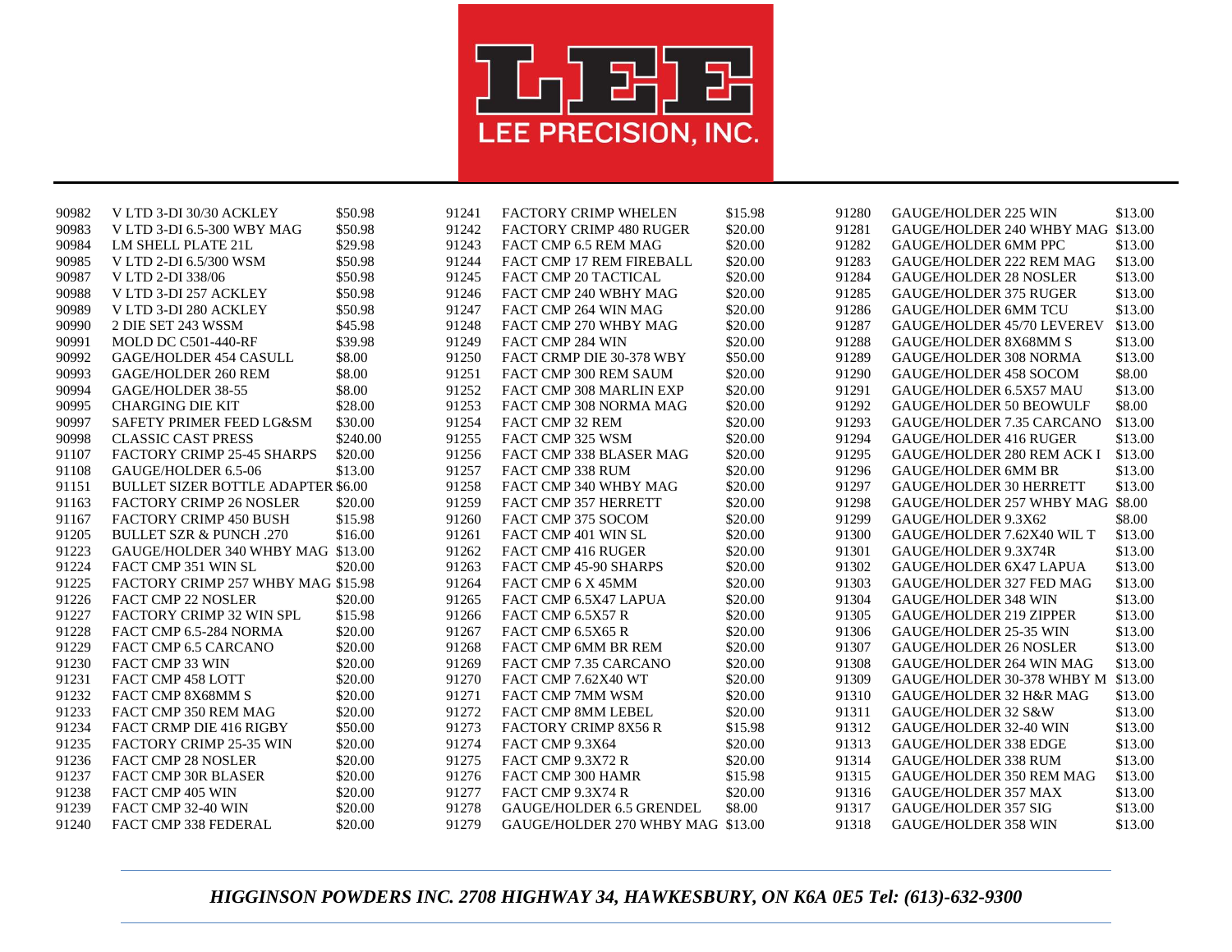| | | |
|---|---|---|
| 90982 | V LTD 3-DI 30/30 ACKLEY | $50.98 |
| 90983 | V LTD 3-DI 6.5-300 WBY MAG | $50.98 |
| 90984 | LM SHELL PLATE 21L | $29.98 |
| 90985 | V LTD 2-DI 6.5/300 WSM | $50.98 |
| 90987 | V LTD 2-DI 338/06 | $50.98 |
| 90988 | V LTD 3-DI 257 ACKLEY | $50.98 |
| 90989 | V LTD 3-DI 280 ACKLEY | $50.98 |
| 90990 | 2 DIE SET 243 WSSM | $45.98 |
| 90991 | MOLD DC C501-440-RF | $39.98 |
| 90992 | GAGE/HOLDER 454 CASULL | $8.00 |
| 90993 | GAGE/HOLDER 260 REM | $8.00 |
| 90994 | GAGE/HOLDER 38-55 | $8.00 |
| 90995 | CHARGING DIE KIT | $28.00 |
| 90997 | SAFETY PRIMER FEED LG&SM | $30.00 |
| 90998 | CLASSIC CAST PRESS | $240.00 |
| 91107 | FACTORY CRIMP 25-45 SHARPS | $20.00 |
| 91108 | GAUGE/HOLDER 6.5-06 | $13.00 |
| 91151 | BULLET SIZER BOTTLE ADAPTER | $6.00 |
| 91163 | FACTORY CRIMP 26 NOSLER | $20.00 |
| 91167 | FACTORY CRIMP 450 BUSH | $15.98 |
| 91205 | BULLET SZR & PUNCH .270 | $16.00 |
| 91223 | GAUGE/HOLDER 340 WHBY MAG | $13.00 |
| 91224 | FACT CMP 351 WIN SL | $20.00 |
| 91225 | FACTORY CRIMP 257 WHBY MAG | $15.98 |
| 91226 | FACT CMP 22 NOSLER | $20.00 |
| 91227 | FACTORY CRIMP 32 WIN SPL | $15.98 |
| 91228 | FACT CMP 6.5-284 NORMA | $20.00 |
| 91229 | FACT CMP 6.5 CARCANO | $20.00 |
| 91230 | FACT CMP 33 WIN | $20.00 |
| 91231 | FACT CMP 458 LOTT | $20.00 |
| 91232 | FACT CMP 8X68MM S | $20.00 |
| 91233 | FACT CMP 350 REM MAG | $20.00 |
| 91234 | FACT CRMP DIE 416 RIGBY | $50.00 |
| 91235 | FACTORY CRIMP 25-35 WIN | $20.00 |
| 91236 | FACT CMP 28 NOSLER | $20.00 |
| 91237 | FACT CMP 30R BLASER | $20.00 |
| 91238 | FACT CMP 405 WIN | $20.00 |
| 91239 | FACT CMP 32-40 WIN | $20.00 |
| 91240 | FACT CMP 338 FEDERAL | $20.00 |
| 91241 | FACTORY CRIMP WHELEN | $15.98 |
| 91242 | FACTORY CRIMP 480 RUGER | $20.00 |
| 91243 | FACT CMP 6.5 REM MAG | $20.00 |
| 91244 | FACT CMP 17 REM FIREBALL | $20.00 |
| 91245 | FACT CMP 20 TACTICAL | $20.00 |
| 91246 | FACT CMP 240 WBHY MAG | $20.00 |
| 91247 | FACT CMP 264 WIN MAG | $20.00 |
| 91248 | FACT CMP 270 WHBY MAG | $20.00 |
| 91249 | FACT CMP 284 WIN | $20.00 |
| 91250 | FACT CRMP DIE 30-378 WBY | $50.00 |
| 91251 | FACT CMP 300 REM SAUM | $20.00 |
| 91252 | FACT CMP 308 MARLIN EXP | $20.00 |
| 91253 | FACT CMP 308 NORMA MAG | $20.00 |
| 91254 | FACT CMP 32 REM | $20.00 |
| 91255 | FACT CMP 325 WSM | $20.00 |
| 91256 | FACT CMP 338 BLASER MAG | $20.00 |
| 91257 | FACT CMP 338 RUM | $20.00 |
| 91258 | FACT CMP 340 WHBY MAG | $20.00 |
| 91259 | FACT CMP 357 HERRETT | $20.00 |
| 91260 | FACT CMP 375 SOCOM | $20.00 |
| 91261 | FACT CMP 401 WIN SL | $20.00 |
| 91262 | FACT CMP 416 RUGER | $20.00 |
| 91263 | FACT CMP 45-90 SHARPS | $20.00 |
| 91264 | FACT CMP 6 X 45MM | $20.00 |
| 91265 | FACT CMP 6.5X47 LAPUA | $20.00 |
| 91266 | FACT CMP 6.5X57 R | $20.00 |
| 91267 | FACT CMP 6.5X65 R | $20.00 |
| 91268 | FACT CMP 6MM BR REM | $20.00 |
| 91269 | FACT CMP 7.35 CARCANO | $20.00 |
| 91270 | FACT CMP 7.62X40 WT | $20.00 |
| 91271 | FACT CMP 7MM WSM | $20.00 |
| 91272 | FACT CMP 8MM LEBEL | $20.00 |
| 91273 | FACTORY CRIMP 8X56 R | $15.98 |
| 91274 | FACT CMP 9.3X64 | $20.00 |
| 91275 | FACT CMP 9.3X72 R | $20.00 |
| 91276 | FACT CMP 300 HAMR | $15.98 |
| 91277 | FACT CMP 9.3X74 R | $20.00 |
| 91278 | GAUGE/HOLDER 6.5 GRENDEL | $8.00 |
| 91279 | GAUGE/HOLDER 270 WHBY MAG | $13.00 |
| 91280 | GAUGE/HOLDER 225 WIN | $13.00 |
| 91281 | GAUGE/HOLDER 240 WHBY MAG | $13.00 |
| 91282 | GAUGE/HOLDER 6MM PPC | $13.00 |
| 91283 | GAUGE/HOLDER 222 REM MAG | $13.00 |
| 91284 | GAUGE/HOLDER 28 NOSLER | $13.00 |
| 91285 | GAUGE/HOLDER 375 RUGER | $13.00 |
| 91286 | GAUGE/HOLDER 6MM TCU | $13.00 |
| 91287 | GAUGE/HOLDER 45/70 LEVEREV | $13.00 |
| 91288 | GAUGE/HOLDER 8X68MM S | $13.00 |
| 91289 | GAUGE/HOLDER 308 NORMA | $13.00 |
| 91290 | GAUGE/HOLDER 458 SOCOM | $8.00 |
| 91291 | GAUGE/HOLDER 6.5X57 MAU | $13.00 |
| 91292 | GAUGE/HOLDER 50 BEOWULF | $8.00 |
| 91293 | GAUGE/HOLDER 7.35 CARCANO | $13.00 |
| 91294 | GAUGE/HOLDER 416 RUGER | $13.00 |
| 91295 | GAUGE/HOLDER 280 REM ACK I | $13.00 |
| 91296 | GAUGE/HOLDER 6MM BR | $13.00 |
| 91297 | GAUGE/HOLDER 30 HERRETT | $13.00 |
| 91298 | GAUGE/HOLDER 257 WHBY MAG | $8.00 |
| 91299 | GAUGE/HOLDER 9.3X62 | $8.00 |
| 91300 | GAUGE/HOLDER 7.62X40 WIL T | $13.00 |
| 91301 | GAUGE/HOLDER 9.3X74R | $13.00 |
| 91302 | GAUGE/HOLDER 6X47 LAPUA | $13.00 |
| 91303 | GAUGE/HOLDER 327 FED MAG | $13.00 |
| 91304 | GAUGE/HOLDER 348 WIN | $13.00 |
| 91305 | GAUGE/HOLDER 219 ZIPPER | $13.00 |
| 91306 | GAUGE/HOLDER 25-35 WIN | $13.00 |
| 91307 | GAUGE/HOLDER 26 NOSLER | $13.00 |
| 91308 | GAUGE/HOLDER 264 WIN MAG | $13.00 |
| 91309 | GAUGE/HOLDER 30-378 WHBY M | $13.00 |
| 91310 | GAUGE/HOLDER 32 H&R MAG | $13.00 |
| 91311 | GAUGE/HOLDER 32 S&W | $13.00 |
| 91312 | GAUGE/HOLDER 32-40 WIN | $13.00 |
| 91313 | GAUGE/HOLDER 338 EDGE | $13.00 |
| 91314 | GAUGE/HOLDER 338 RUM | $13.00 |
| 91315 | GAUGE/HOLDER 350 REM MAG | $13.00 |
| 91316 | GAUGE/HOLDER 357 MAX | $13.00 |
| 91317 | GAUGE/HOLDER 357 SIG | $13.00 |
| 91318 | GAUGE/HOLDER 358 WIN | $13.00 |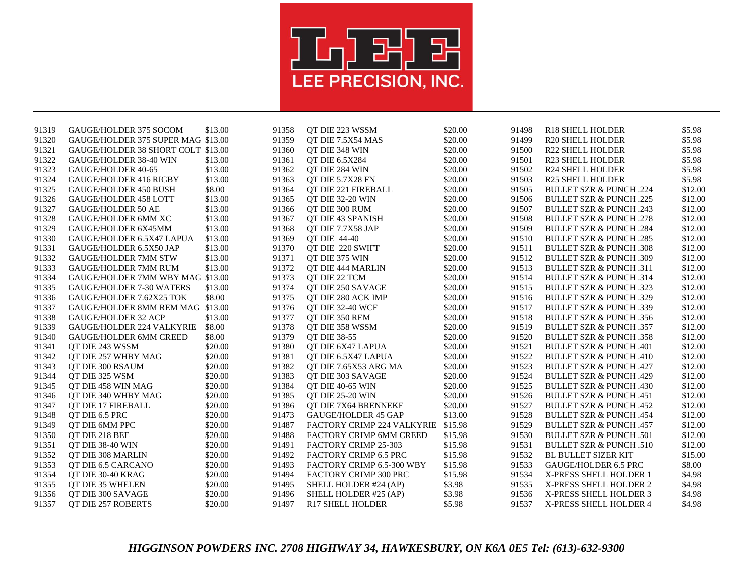LEE PRECISION, INC.

| | | |
|---|---|---|
| 91319 | GAUGE/HOLDER 375 SOCOM | $13.00 |
| 91320 | GAUGE/HOLDER 375 SUPER MAG | $13.00 |
| 91321 | GAUGE/HOLDER 38 SHORT COLT | $13.00 |
| 91322 | GAUGE/HOLDER 38-40 WIN | $13.00 |
| 91323 | GAUGE/HOLDER 40-65 | $13.00 |
| 91324 | GAUGE/HOLDER 416 RIGBY | $13.00 |
| 91325 | GAUGE/HOLDER 450 BUSH | $8.00 |
| 91326 | GAUGE/HOLDER 458 LOTT | $13.00 |
| 91327 | GAUGE/HOLDER 50 AE | $13.00 |
| 91328 | GAUGE/HOLDER 6MM XC | $13.00 |
| 91329 | GAUGE/HOLDER 6X45MM | $13.00 |
| 91330 | GAUGE/HOLDER 6.5X47 LAPUA | $13.00 |
| 91331 | GAUGE/HOLDER 6.5X50 JAP | $13.00 |
| 91332 | GAUGE/HOLDER 7MM STW | $13.00 |
| 91333 | GAUGE/HOLDER 7MM RUM | $13.00 |
| 91334 | GAUGE/HOLDER 7MM WBY MAG | $13.00 |
| 91335 | GAUGE/HOLDER 7-30 WATERS | $13.00 |
| 91336 | GAUGE/HOLDER 7.62X25 TOK | $8.00 |
| 91337 | GAUGE/HOLDER 8MM REM MAG | $13.00 |
| 91338 | GAUGE/HOLDER 32 ACP | $13.00 |
| 91339 | GAUGE/HOLDER 224 VALKYRIE | $8.00 |
| 91340 | GAUGE/HOLDER 6MM CREED | $8.00 |
| 91341 | QT DIE 243 WSSM | $20.00 |
| 91342 | QT DIE 257 WHBY MAG | $20.00 |
| 91343 | QT DIE 300 RSAUM | $20.00 |
| 91344 | QT DIE 325 WSM | $20.00 |
| 91345 | QT DIE 458 WIN MAG | $20.00 |
| 91346 | QT DIE 340 WHBY MAG | $20.00 |
| 91347 | QT DIE 17 FIREBALL | $20.00 |
| 91348 | QT DIE 6.5 PRC | $20.00 |
| 91349 | QT DIE 6MM PPC | $20.00 |
| 91350 | QT DIE 218 BEE | $20.00 |
| 91351 | QT DIE 38-40 WIN | $20.00 |
| 91352 | QT DIE 308 MARLIN | $20.00 |
| 91353 | QT DIE 6.5 CARCANO | $20.00 |
| 91354 | QT DIE 30-40 KRAG | $20.00 |
| 91355 | QT DIE 35 WHELEN | $20.00 |
| 91356 | QT DIE 300 SAVAGE | $20.00 |
| 91357 | QT DIE 257 ROBERTS | $20.00 |
| 91358 | QT DIE 223 WSSM | $20.00 |
| 91359 | QT DIE 7.5X54 MAS | $20.00 |
| 91360 | QT DIE 348 WIN | $20.00 |
| 91361 | QT DIE 6.5X284 | $20.00 |
| 91362 | QT DIE 284 WIN | $20.00 |
| 91363 | QT DIE 5.7X28 FN | $20.00 |
| 91364 | QT DIE 221 FIREBALL | $20.00 |
| 91365 | QT DIE 32-20 WIN | $20.00 |
| 91366 | QT DIE 300 RUM | $20.00 |
| 91367 | QT DIE 43 SPANISH | $20.00 |
| 91368 | QT DIE 7.7X58 JAP | $20.00 |
| 91369 | QT DIE 44-40 | $20.00 |
| 91370 | QT DIE 220 SWIFT | $20.00 |
| 91371 | QT DIE 375 WIN | $20.00 |
| 91372 | QT DIE 444 MARLIN | $20.00 |
| 91373 | QT DIE 22 TCM | $20.00 |
| 91374 | QT DIE 250 SAVAGE | $20.00 |
| 91375 | QT DIE 280 ACK IMP | $20.00 |
| 91376 | QT DIE 32-40 WCF | $20.00 |
| 91377 | QT DIE 350 REM | $20.00 |
| 91378 | QT DIE 358 WSSM | $20.00 |
| 91379 | QT DIE 38-55 | $20.00 |
| 91380 | QT DIE 6X47 LAPUA | $20.00 |
| 91381 | QT DIE 6.5X47 LAPUA | $20.00 |
| 91382 | QT DIE 7.65X53 ARG MA | $20.00 |
| 91383 | QT DIE 303 SAVAGE | $20.00 |
| 91384 | QT DIE 40-65 WIN | $20.00 |
| 91385 | QT DIE 25-20 WIN | $20.00 |
| 91386 | QT DIE 7X64 BRENNEKE | $20.00 |
| 91473 | GAUGE/HOLDER 45 GAP | $13.00 |
| 91487 | FACTORY CRIMP 224 VALKYRIE | $15.98 |
| 91488 | FACTORY CRIMP 6MM CREED | $15.98 |
| 91491 | FACTORY CRIMP 25-303 | $15.98 |
| 91492 | FACTORY CRIMP 6.5 PRC | $15.98 |
| 91493 | FACTORY CRIMP 6.5-300 WBY | $15.98 |
| 91494 | FACTORY CRIMP 300 PRC | $15.98 |
| 91495 | SHELL HOLDER #24 (AP) | $3.98 |
| 91496 | SHELL HOLDER #25 (AP) | $3.98 |
| 91497 | R17 SHELL HOLDER | $5.98 |
| 91498 | R18 SHELL HOLDER | $5.98 |
| 91499 | R20 SHELL HOLDER | $5.98 |
| 91500 | R22 SHELL HOLDER | $5.98 |
| 91501 | R23 SHELL HOLDER | $5.98 |
| 91502 | R24 SHELL HOLDER | $5.98 |
| 91503 | R25 SHELL HOLDER | $5.98 |
| 91505 | BULLET SZR & PUNCH .224 | $12.00 |
| 91506 | BULLET SZR & PUNCH .225 | $12.00 |
| 91507 | BULLET SZR & PUNCH .243 | $12.00 |
| 91508 | BULLET SZR & PUNCH .278 | $12.00 |
| 91509 | BULLET SZR & PUNCH .284 | $12.00 |
| 91510 | BULLET SZR & PUNCH .285 | $12.00 |
| 91511 | BULLET SZR & PUNCH .308 | $12.00 |
| 91512 | BULLET SZR & PUNCH .309 | $12.00 |
| 91513 | BULLET SZR & PUNCH .311 | $12.00 |
| 91514 | BULLET SZR & PUNCH .314 | $12.00 |
| 91515 | BULLET SZR & PUNCH .323 | $12.00 |
| 91516 | BULLET SZR & PUNCH .329 | $12.00 |
| 91517 | BULLET SZR & PUNCH .339 | $12.00 |
| 91518 | BULLET SZR & PUNCH .356 | $12.00 |
| 91519 | BULLET SZR & PUNCH .357 | $12.00 |
| 91520 | BULLET SZR & PUNCH .358 | $12.00 |
| 91521 | BULLET SZR & PUNCH .401 | $12.00 |
| 91522 | BULLET SZR & PUNCH .410 | $12.00 |
| 91523 | BULLET SZR & PUNCH .427 | $12.00 |
| 91524 | BULLET SZR & PUNCH .429 | $12.00 |
| 91525 | BULLET SZR & PUNCH .430 | $12.00 |
| 91526 | BULLET SZR & PUNCH .451 | $12.00 |
| 91527 | BULLET SZR & PUNCH .452 | $12.00 |
| 91528 | BULLET SZR & PUNCH .454 | $12.00 |
| 91529 | BULLET SZR & PUNCH .457 | $12.00 |
| 91530 | BULLET SZR & PUNCH .501 | $12.00 |
| 91531 | BULLET SZR & PUNCH .510 | $12.00 |
| 91532 | BL BULLET SIZER KIT | $15.00 |
| 91533 | GAUGE/HOLDER 6.5 PRC | $8.00 |
| 91534 | X-PRESS SHELL HOLDER 1 | $4.98 |
| 91535 | X-PRESS SHELL HOLDER 2 | $4.98 |
| 91536 | X-PRESS SHELL HOLDER 3 | $4.98 |
| 91537 | X-PRESS SHELL HOLDER 4 | $4.98 |

*HIGGINSON POWDERS INC. 2708 HIGHWAY 34, HAWKESBURY, ON K6A 0E5 Tel: (613)-632-9300*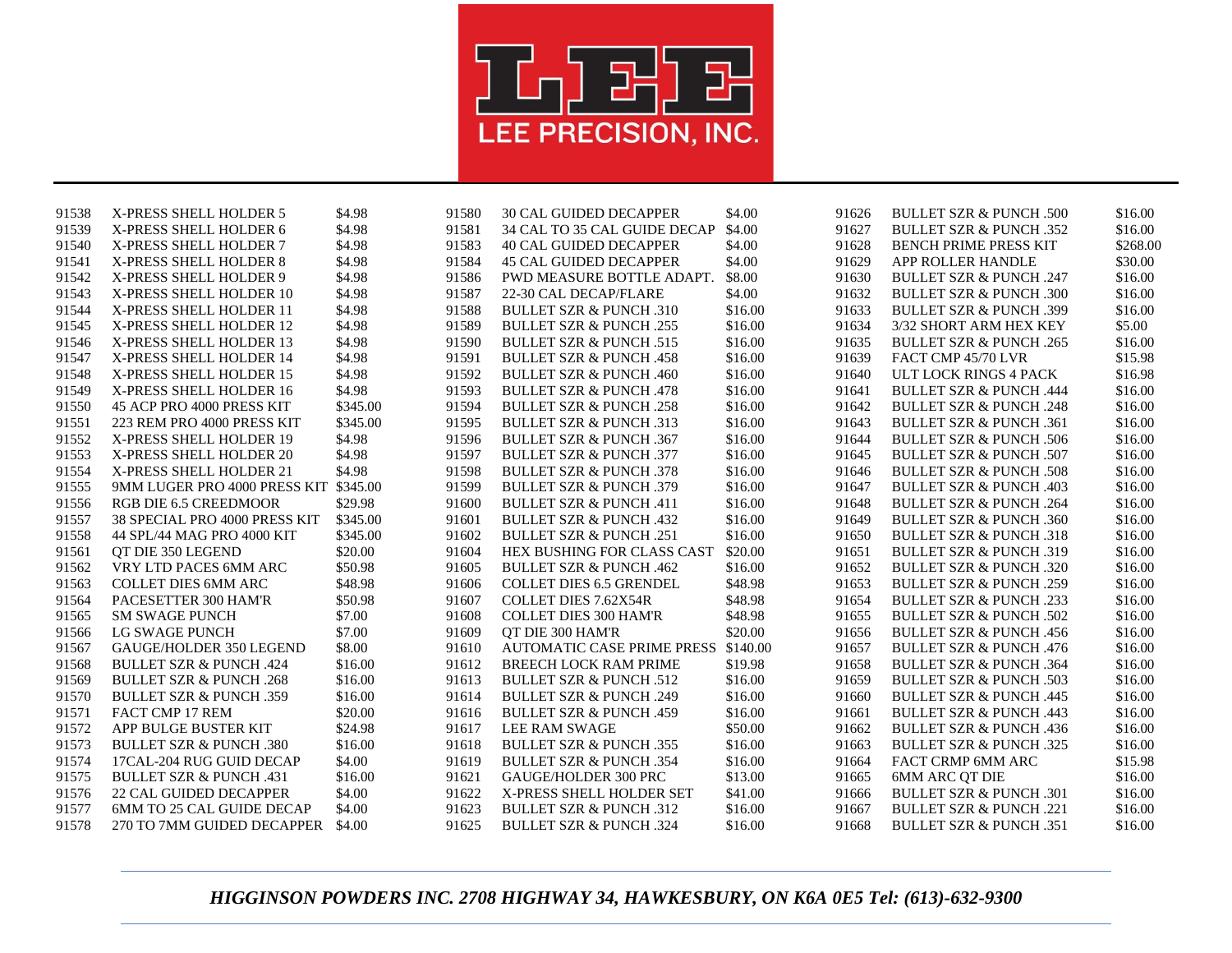# LEE

LEE PRECISION, INC.

| | | |
|---|---|---|
| 91538 | X-PRESS SHELL HOLDER 5 | $4.98 |
| 91539 | X-PRESS SHELL HOLDER 6 | $4.98 |
| 91540 | X-PRESS SHELL HOLDER 7 | $4.98 |
| 91541 | X-PRESS SHELL HOLDER 8 | $4.98 |
| 91542 | X-PRESS SHELL HOLDER 9 | $4.98 |
| 91543 | X-PRESS SHELL HOLDER 10 | $4.98 |
| 91544 | X-PRESS SHELL HOLDER 11 | $4.98 |
| 91545 | X-PRESS SHELL HOLDER 12 | $4.98 |
| 91546 | X-PRESS SHELL HOLDER 13 | $4.98 |
| 91547 | X-PRESS SHELL HOLDER 14 | $4.98 |
| 91548 | X-PRESS SHELL HOLDER 15 | $4.98 |
| 91549 | X-PRESS SHELL HOLDER 16 | $4.98 |
| 91550 | 45 ACP PRO 4000 PRESS KIT | $345.00 |
| 91551 | 223 REM PRO 4000 PRESS KIT | $345.00 |
| 91552 | X-PRESS SHELL HOLDER 19 | $4.98 |
| 91553 | X-PRESS SHELL HOLDER 20 | $4.98 |
| 91554 | X-PRESS SHELL HOLDER 21 | $4.98 |
| 91555 | 9MM LUGER PRO 4000 PRESS KIT | $345.00 |
| 91556 | RGB DIE 6.5 CREEDMOOR | $29.98 |
| 91557 | 38 SPECIAL PRO 4000 PRESS KIT | $345.00 |
| 91558 | 44 SPL/44 MAG PRO 4000 KIT | $345.00 |
| 91561 | QT DIE 350 LEGEND | $20.00 |
| 91562 | VRY LTD PACES 6MM ARC | $50.98 |
| 91563 | COLLET DIES 6MM ARC | $48.98 |
| 91564 | PACESETTER 300 HAM'R | $50.98 |
| 91565 | SM SWAGE PUNCH | $7.00 |
| 91566 | LG SWAGE PUNCH | $7.00 |
| 91567 | GAUGE/HOLDER 350 LEGEND | $8.00 |
| 91568 | BULLET SZR & PUNCH .424 | $16.00 |
| 91569 | BULLET SZR & PUNCH .268 | $16.00 |
| 91570 | BULLET SZR & PUNCH .359 | $16.00 |
| 91571 | FACT CMP 17 REM | $20.00 |
| 91572 | APP BULGE BUSTER KIT | $24.98 |
| 91573 | BULLET SZR & PUNCH .380 | $16.00 |
| 91574 | 17CAL-204 RUG GUID DECAP | $4.00 |
| 91575 | BULLET SZR & PUNCH .431 | $16.00 |
| 91576 | 22 CAL GUIDED DECAPPER | $4.00 |
| 91577 | 6MM TO 25 CAL GUIDE DECAP | $4.00 |
| 91578 | 270 TO 7MM GUIDED DECAPPER | $4.00 |
| 91580 | 30 CAL GUIDED DECAPPER | $4.00 |
| 91581 | 34 CAL TO 35 CAL GUIDE DECAP | $4.00 |
| 91583 | 40 CAL GUIDED DECAPPER | $4.00 |
| 91584 | 45 CAL GUIDED DECAPPER | $4.00 |
| 91586 | PWD MEASURE BOTTLE ADAPT. | $8.00 |
| 91587 | 22-30 CAL DECAP/FLARE | $4.00 |
| 91588 | BULLET SZR & PUNCH .310 | $16.00 |
| 91589 | BULLET SZR & PUNCH .255 | $16.00 |
| 91590 | BULLET SZR & PUNCH .515 | $16.00 |
| 91591 | BULLET SZR & PUNCH .458 | $16.00 |
| 91592 | BULLET SZR & PUNCH .460 | $16.00 |
| 91593 | BULLET SZR & PUNCH .478 | $16.00 |
| 91594 | BULLET SZR & PUNCH .258 | $16.00 |
| 91595 | BULLET SZR & PUNCH .313 | $16.00 |
| 91596 | BULLET SZR & PUNCH .367 | $16.00 |
| 91597 | BULLET SZR & PUNCH .377 | $16.00 |
| 91598 | BULLET SZR & PUNCH .378 | $16.00 |
| 91599 | BULLET SZR & PUNCH .379 | $16.00 |
| 91600 | BULLET SZR & PUNCH .411 | $16.00 |
| 91601 | BULLET SZR & PUNCH .432 | $16.00 |
| 91602 | BULLET SZR & PUNCH .251 | $16.00 |
| 91604 | HEX BUSHING FOR CLASS CAST | $20.00 |
| 91605 | BULLET SZR & PUNCH .462 | $16.00 |
| 91606 | COLLET DIES 6.5 GRENDEL | $48.98 |
| 91607 | COLLET DIES 7.62X54R | $48.98 |
| 91608 | COLLET DIES 300 HAM'R | $48.98 |
| 91609 | QT DIE 300 HAM'R | $20.00 |
| 91610 | AUTOMATIC CASE PRIME PRESS | $140.00 |
| 91612 | BREECH LOCK RAM PRIME | $19.98 |
| 91613 | BULLET SZR & PUNCH .512 | $16.00 |
| 91614 | BULLET SZR & PUNCH .249 | $16.00 |
| 91616 | BULLET SZR & PUNCH .459 | $16.00 |
| 91617 | LEE RAM SWAGE | $50.00 |
| 91618 | BULLET SZR & PUNCH .355 | $16.00 |
| 91619 | BULLET SZR & PUNCH .354 | $16.00 |
| 91621 | GAUGE/HOLDER 300 PRC | $13.00 |
| 91622 | X-PRESS SHELL HOLDER SET | $41.00 |
| 91623 | BULLET SZR & PUNCH .312 | $16.00 |
| 91625 | BULLET SZR & PUNCH .324 | $16.00 |
| 91626 | BULLET SZR & PUNCH .500 | $16.00 |
| 91627 | BULLET SZR & PUNCH .352 | $16.00 |
| 91628 | BENCH PRIME PRESS KIT | $268.00 |
| 91629 | APP ROLLER HANDLE | $30.00 |
| 91630 | BULLET SZR & PUNCH .247 | $16.00 |
| 91632 | BULLET SZR & PUNCH .300 | $16.00 |
| 91633 | BULLET SZR & PUNCH .399 | $16.00 |
| 91634 | 3/32 SHORT ARM HEX KEY | $5.00 |
| 91635 | BULLET SZR & PUNCH .265 | $16.00 |
| 91639 | FACT CMP 45/70 LVR | $15.98 |
| 91640 | ULT LOCK RINGS 4 PACK | $16.98 |
| 91641 | BULLET SZR & PUNCH .444 | $16.00 |
| 91642 | BULLET SZR & PUNCH .248 | $16.00 |
| 91643 | BULLET SZR & PUNCH .361 | $16.00 |
| 91644 | BULLET SZR & PUNCH .506 | $16.00 |
| 91645 | BULLET SZR & PUNCH .507 | $16.00 |
| 91646 | BULLET SZR & PUNCH .508 | $16.00 |
| 91647 | BULLET SZR & PUNCH .403 | $16.00 |
| 91648 | BULLET SZR & PUNCH .264 | $16.00 |
| 91649 | BULLET SZR & PUNCH .360 | $16.00 |
| 91650 | BULLET SZR & PUNCH .318 | $16.00 |
| 91651 | BULLET SZR & PUNCH .319 | $16.00 |
| 91652 | BULLET SZR & PUNCH .320 | $16.00 |
| 91653 | BULLET SZR & PUNCH .259 | $16.00 |
| 91654 | BULLET SZR & PUNCH .233 | $16.00 |
| 91655 | BULLET SZR & PUNCH .502 | $16.00 |
| 91656 | BULLET SZR & PUNCH .456 | $16.00 |
| 91657 | BULLET SZR & PUNCH .476 | $16.00 |
| 91658 | BULLET SZR & PUNCH .364 | $16.00 |
| 91659 | BULLET SZR & PUNCH .503 | $16.00 |
| 91660 | BULLET SZR & PUNCH .445 | $16.00 |
| 91661 | BULLET SZR & PUNCH .443 | $16.00 |
| 91662 | BULLET SZR & PUNCH .436 | $16.00 |
| 91663 | BULLET SZR & PUNCH .325 | $16.00 |
| 91664 | FACT CRMP 6MM ARC | $15.98 |
| 91665 | 6MM ARC QT DIE | $16.00 |
| 91666 | BULLET SZR & PUNCH .301 | $16.00 |
| 91667 | BULLET SZR & PUNCH .221 | $16.00 |
| 91668 | BULLET SZR & PUNCH .351 | $16.00 |

*HIGGINSON POWDERS INC. 2708 HIGHWAY 34, HAWKESBURY, ON K6A 0E5 Tel: (613)-632-9300*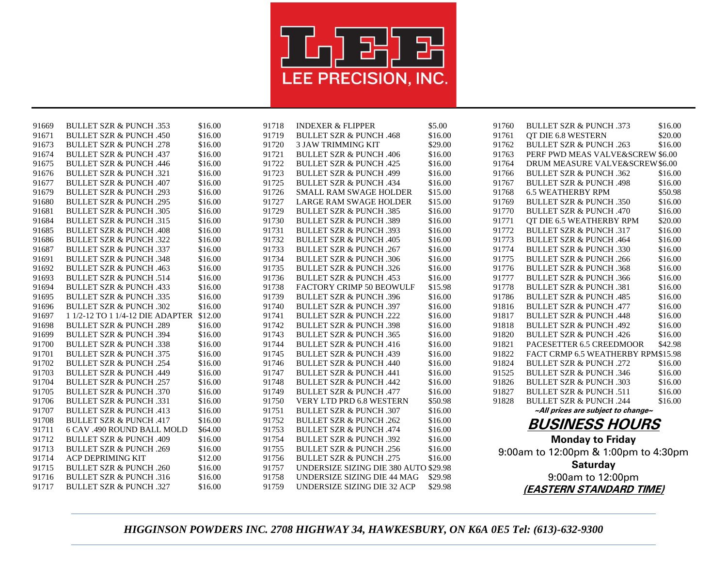# LEE PRECISION, INC.

| | | |
|---|---|---|
| 91669 | BULLET SZR & PUNCH .353 | $16.00 |
| 91671 | BULLET SZR & PUNCH .450 | $16.00 |
| 91673 | BULLET SZR & PUNCH .278 | $16.00 |
| 91674 | BULLET SZR & PUNCH .437 | $16.00 |
| 91675 | BULLET SZR & PUNCH .446 | $16.00 |
| 91676 | BULLET SZR & PUNCH .321 | $16.00 |
| 91677 | BULLET SZR & PUNCH .407 | $16.00 |
| 91679 | BULLET SZR & PUNCH .293 | $16.00 |
| 91680 | BULLET SZR & PUNCH .295 | $16.00 |
| 91681 | BULLET SZR & PUNCH .305 | $16.00 |
| 91684 | BULLET SZR & PUNCH .315 | $16.00 |
| 91685 | BULLET SZR & PUNCH .408 | $16.00 |
| 91686 | BULLET SZR & PUNCH .322 | $16.00 |
| 91687 | BULLET SZR & PUNCH .337 | $16.00 |
| 91691 | BULLET SZR & PUNCH .348 | $16.00 |
| 91692 | BULLET SZR & PUNCH .463 | $16.00 |
| 91693 | BULLET SZR & PUNCH .514 | $16.00 |
| 91694 | BULLET SZR & PUNCH .433 | $16.00 |
| 91695 | BULLET SZR & PUNCH .335 | $16.00 |
| 91696 | BULLET SZR & PUNCH .302 | $16.00 |
| 91697 | 1 1/2-12 TO 1 1/4-12 DIE ADAPTER | $12.00 |
| 91698 | BULLET SZR & PUNCH .289 | $16.00 |
| 91699 | BULLET SZR & PUNCH .394 | $16.00 |
| 91700 | BULLET SZR & PUNCH .338 | $16.00 |
| 91701 | BULLET SZR & PUNCH .375 | $16.00 |
| 91702 | BULLET SZR & PUNCH .254 | $16.00 |
| 91703 | BULLET SZR & PUNCH .449 | $16.00 |
| 91704 | BULLET SZR & PUNCH .257 | $16.00 |
| 91705 | BULLET SZR & PUNCH .370 | $16.00 |
| 91706 | BULLET SZR & PUNCH .331 | $16.00 |
| 91707 | BULLET SZR & PUNCH .413 | $16.00 |
| 91708 | BULLET SZR & PUNCH .417 | $16.00 |
| 91711 | 6 CAV .490 ROUND BALL MOLD | $64.00 |
| 91712 | BULLET SZR & PUNCH .409 | $16.00 |
| 91713 | BULLET SZR & PUNCH .269 | $16.00 |
| 91714 | ACP DEPRIMING KIT | $12.00 |
| 91715 | BULLET SZR & PUNCH .260 | $16.00 |
| 91716 | BULLET SZR & PUNCH .316 | $16.00 |
| 91717 | BULLET SZR & PUNCH .327 | $16.00 |
| 91718 | INDEXER & FLIPPER | $5.00 |
| 91719 | BULLET SZR & PUNCH .468 | $16.00 |
| 91720 | 3 JAW TRIMMING KIT | $29.00 |
| 91721 | BULLET SZR & PUNCH .406 | $16.00 |
| 91722 | BULLET SZR & PUNCH .425 | $16.00 |
| 91723 | BULLET SZR & PUNCH .499 | $16.00 |
| 91725 | BULLET SZR & PUNCH .434 | $16.00 |
| 91726 | SMALL RAM SWAGE HOLDER | $15.00 |
| 91727 | LARGE RAM SWAGE HOLDER | $15.00 |
| 91729 | BULLET SZR & PUNCH .385 | $16.00 |
| 91730 | BULLET SZR & PUNCH .389 | $16.00 |
| 91731 | BULLET SZR & PUNCH .393 | $16.00 |
| 91732 | BULLET SZR & PUNCH .405 | $16.00 |
| 91733 | BULLET SZR & PUNCH .267 | $16.00 |
| 91734 | BULLET SZR & PUNCH .306 | $16.00 |
| 91735 | BULLET SZR & PUNCH .326 | $16.00 |
| 91736 | BULLET SZR & PUNCH .453 | $16.00 |
| 91738 | FACTORY CRIMP 50 BEOWULF | $15.98 |
| 91739 | BULLET SZR & PUNCH .396 | $16.00 |
| 91740 | BULLET SZR & PUNCH .397 | $16.00 |
| 91741 | BULLET SZR & PUNCH .222 | $16.00 |
| 91742 | BULLET SZR & PUNCH .398 | $16.00 |
| 91743 | BULLET SZR & PUNCH .365 | $16.00 |
| 91744 | BULLET SZR & PUNCH .416 | $16.00 |
| 91745 | BULLET SZR & PUNCH .439 | $16.00 |
| 91746 | BULLET SZR & PUNCH .440 | $16.00 |
| 91747 | BULLET SZR & PUNCH .441 | $16.00 |
| 91748 | BULLET SZR & PUNCH .442 | $16.00 |
| 91749 | BULLET SZR & PUNCH .477 | $16.00 |
| 91750 | VERY LTD PRD 6.8 WESTERN | $50.98 |
| 91751 | BULLET SZR & PUNCH .307 | $16.00 |
| 91752 | BULLET SZR & PUNCH .262 | $16.00 |
| 91753 | BULLET SZR & PUNCH .474 | $16.00 |
| 91754 | BULLET SZR & PUNCH .392 | $16.00 |
| 91755 | BULLET SZR & PUNCH .256 | $16.00 |
| 91756 | BULLET SZR & PUNCH .275 | $16.00 |
| 91757 | UNDERSIZE SIZING DIE 380 AUTO | $29.98 |
| 91758 | UNDERSIZE SIZING DIE 44 MAG | $29.98 |
| 91759 | UNDERSIZE SIZING DIE 32 ACP | $29.98 |
| 91760 | BULLET SZR & PUNCH .373 | $16.00 |
| 91761 | QT DIE 6.8 WESTERN | $20.00 |
| 91762 | BULLET SZR & PUNCH .263 | $16.00 |
| 91763 | PERF PWD MEAS VALVE&SCREW | $6.00 |
| 91764 | DRUM MEASURE VALVE&SCREW | $6.00 |
| 91766 | BULLET SZR & PUNCH .362 | $16.00 |
| 91767 | BULLET SZR & PUNCH .498 | $16.00 |
| 91768 | 6.5 WEATHERBY RPM | $50.98 |
| 91769 | BULLET SZR & PUNCH .350 | $16.00 |
| 91770 | BULLET SZR & PUNCH .470 | $16.00 |
| 91771 | QT DIE 6.5 WEATHERBY RPM | $20.00 |
| 91772 | BULLET SZR & PUNCH .317 | $16.00 |
| 91773 | BULLET SZR & PUNCH .464 | $16.00 |
| 91774 | BULLET SZR & PUNCH .330 | $16.00 |
| 91775 | BULLET SZR & PUNCH .266 | $16.00 |
| 91776 | BULLET SZR & PUNCH .368 | $16.00 |
| 91777 | BULLET SZR & PUNCH .366 | $16.00 |
| 91778 | BULLET SZR & PUNCH .381 | $16.00 |
| 91786 | BULLET SZR & PUNCH .485 | $16.00 |
| 91816 | BULLET SZR & PUNCH .477 | $16.00 |
| 91817 | BULLET SZR & PUNCH .448 | $16.00 |
| 91818 | BULLET SZR & PUNCH .492 | $16.00 |
| 91820 | BULLET SZR & PUNCH .426 | $16.00 |
| 91821 | PACESETTER 6.5 CREEDMOOR | $42.98 |
| 91822 | FACT CRMP 6.5 WEATHERBY RPM | $15.98 |
| 91824 | BULLET SZR & PUNCH .272 | $16.00 |
| 91525 | BULLET SZR & PUNCH .346 | $16.00 |
| 91826 | BULLET SZR & PUNCH .303 | $16.00 |
| 91827 | BULLET SZR & PUNCH .511 | $16.00 |
| 91828 | BULLET SZR & PUNCH .244 | $16.00 |

***~All prices are subject to change~***

## BUSINESS HOURS

**Monday to Friday**

9:00am to 12:00pm & 1:00pm to 4:30pm

**Saturday**

9:00am to 12:00pm

***(EASTERN STANDARD TIME)***

*HIGGINSON POWDERS INC. 2708 HIGHWAY 34, HAWKESBURY, ON K6A 0E5 Tel: (613)-632-9300*